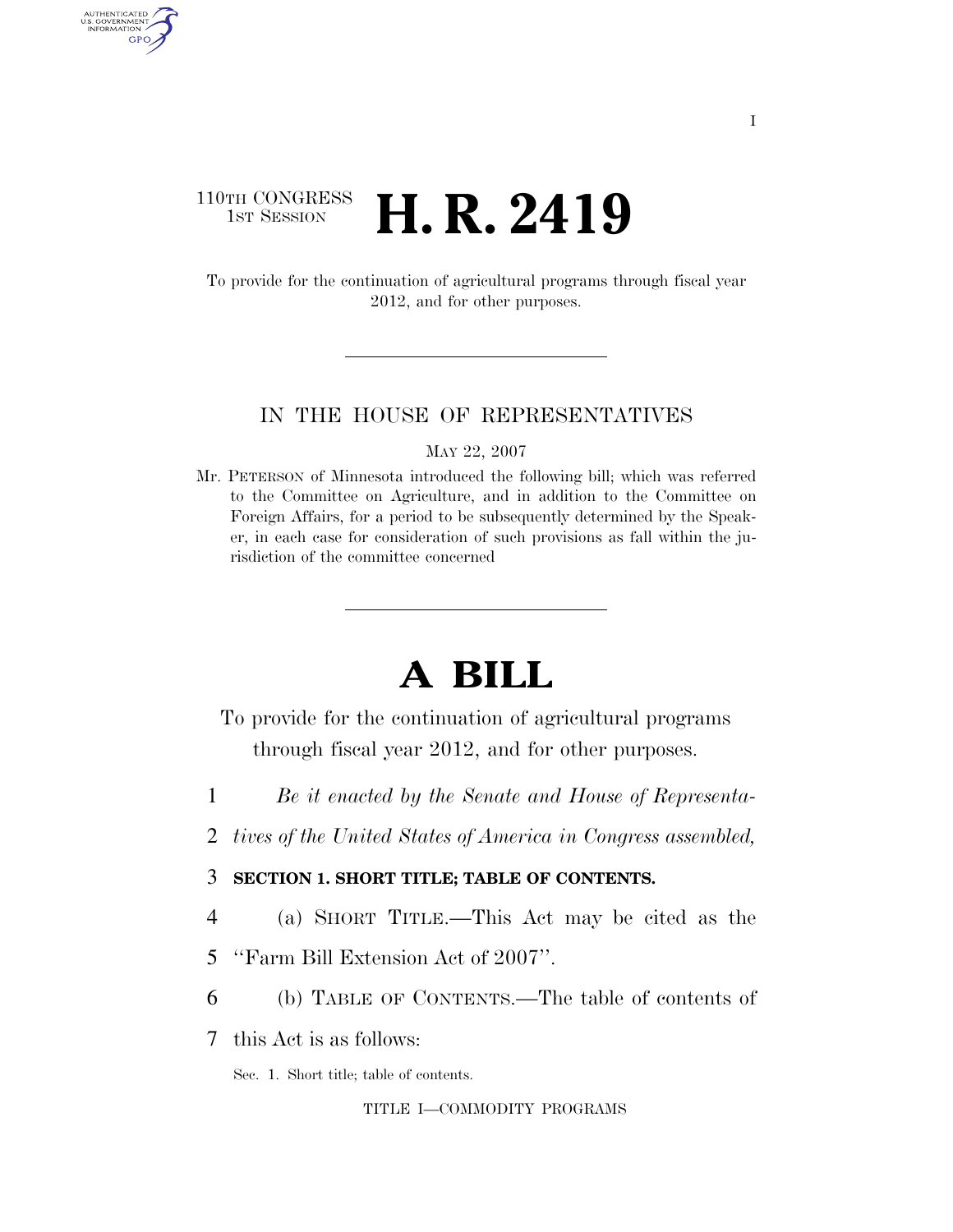110TH CONGRESS
1ST SESSION

# H. R. 2419

To provide for the continuation of agricultural programs through fiscal year 2012, and for other purposes.

IN THE HOUSE OF REPRESENTATIVES

MAY 22, 2007

Mr. PETERSON of Minnesota introduced the following bill; which was referred to the Committee on Agriculture, and in addition to the Committee on Foreign Affairs, for a period to be subsequently determined by the Speaker, in each case for consideration of such provisions as fall within the jurisdiction of the committee concerned

# A BILL

To provide for the continuation of agricultural programs through fiscal year 2012, and for other purposes.

*Be it enacted by the Senate and House of Representatives of the United States of America in Congress assembled,*

**SECTION 1. SHORT TITLE; TABLE OF CONTENTS.**

(a) SHORT TITLE.—This Act may be cited as the ''Farm Bill Extension Act of 2007''.

(b) TABLE OF CONTENTS.—The table of contents of this Act is as follows:

Sec. 1. Short title; table of contents.

TITLE I—COMMODITY PROGRAMS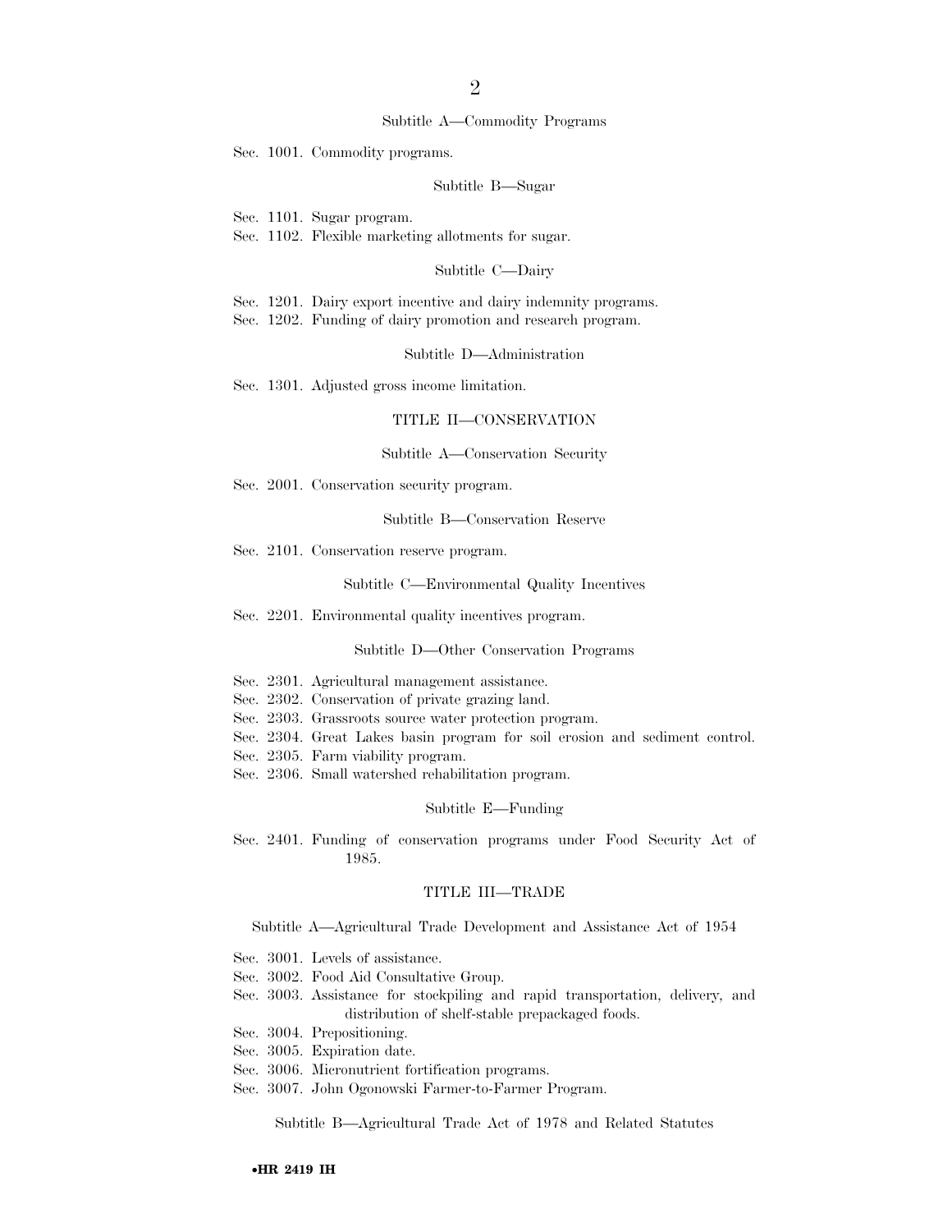### Subtitle A—Commodity Programs

Sec. 1001. Commodity programs.

### Subtitle B—Sugar

Sec. 1101. Sugar program.
Sec. 1102. Flexible marketing allotments for sugar.

### Subtitle C—Dairy

Sec. 1201. Dairy export incentive and dairy indemnity programs.
Sec. 1202. Funding of dairy promotion and research program.

### Subtitle D—Administration

Sec. 1301. Adjusted gross income limitation.

## TITLE II—CONSERVATION

### Subtitle A—Conservation Security

Sec. 2001. Conservation security program.

### Subtitle B—Conservation Reserve

Sec. 2101. Conservation reserve program.

### Subtitle C—Environmental Quality Incentives

Sec. 2201. Environmental quality incentives program.

### Subtitle D—Other Conservation Programs

Sec. 2301. Agricultural management assistance.
Sec. 2302. Conservation of private grazing land.
Sec. 2303. Grassroots source water protection program.
Sec. 2304. Great Lakes basin program for soil erosion and sediment control.
Sec. 2305. Farm viability program.
Sec. 2306. Small watershed rehabilitation program.

### Subtitle E—Funding

Sec. 2401. Funding of conservation programs under Food Security Act of 1985.

## TITLE III—TRADE

### Subtitle A—Agricultural Trade Development and Assistance Act of 1954

Sec. 3001. Levels of assistance.
Sec. 3002. Food Aid Consultative Group.
Sec. 3003. Assistance for stockpiling and rapid transportation, delivery, and distribution of shelf-stable prepackaged foods.
Sec. 3004. Prepositioning.
Sec. 3005. Expiration date.
Sec. 3006. Micronutrient fortification programs.
Sec. 3007. John Ogonowski Farmer-to-Farmer Program.

### Subtitle B—Agricultural Trade Act of 1978 and Related Statutes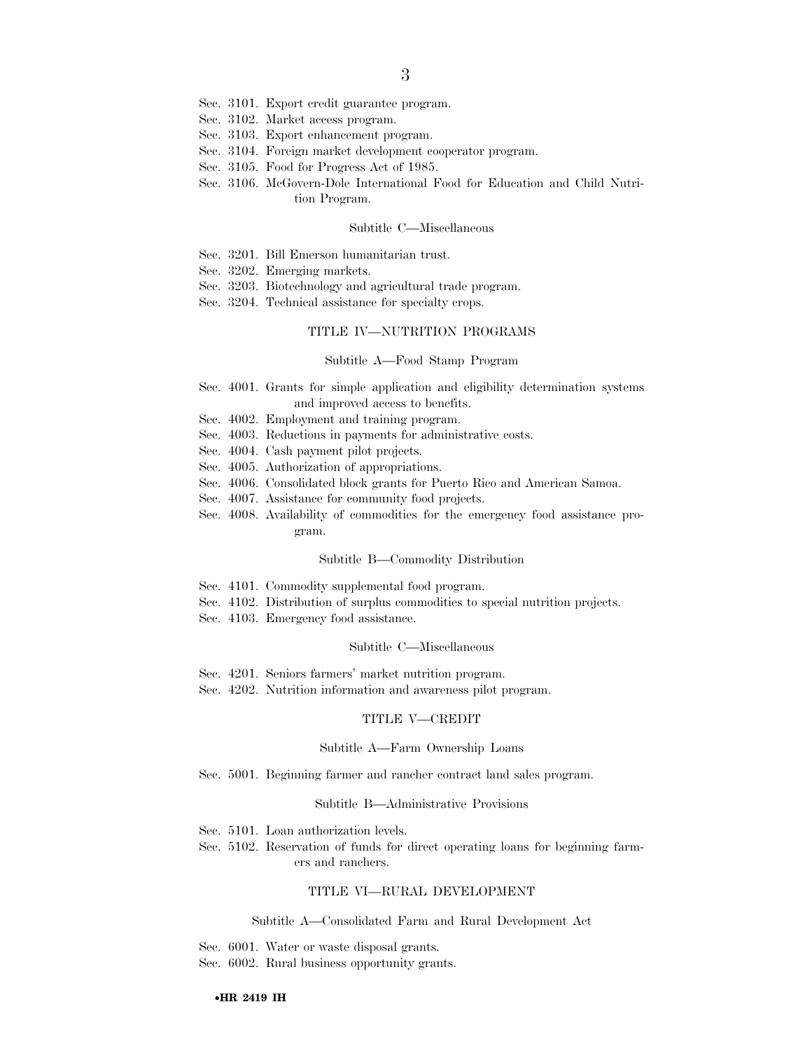Sec. 3101. Export credit guarantee program.
Sec. 3102. Market access program.
Sec. 3103. Export enhancement program.
Sec. 3104. Foreign market development cooperator program.
Sec. 3105. Food for Progress Act of 1985.
Sec. 3106. McGovern-Dole International Food for Education and Child Nutrition Program.

Subtitle C—Miscellaneous

Sec. 3201. Bill Emerson humanitarian trust.
Sec. 3202. Emerging markets.
Sec. 3203. Biotechnology and agricultural trade program.
Sec. 3204. Technical assistance for specialty crops.

TITLE IV—NUTRITION PROGRAMS

Subtitle A—Food Stamp Program

Sec. 4001. Grants for simple application and eligibility determination systems and improved access to benefits.
Sec. 4002. Employment and training program.
Sec. 4003. Reductions in payments for administrative costs.
Sec. 4004. Cash payment pilot projects.
Sec. 4005. Authorization of appropriations.
Sec. 4006. Consolidated block grants for Puerto Rico and American Samoa.
Sec. 4007. Assistance for community food projects.
Sec. 4008. Availability of commodities for the emergency food assistance program.

Subtitle B—Commodity Distribution

Sec. 4101. Commodity supplemental food program.
Sec. 4102. Distribution of surplus commodities to special nutrition projects.
Sec. 4103. Emergency food assistance.

Subtitle C—Miscellaneous

Sec. 4201. Seniors farmers' market nutrition program.
Sec. 4202. Nutrition information and awareness pilot program.

TITLE V—CREDIT

Subtitle A—Farm Ownership Loans

Sec. 5001. Beginning farmer and rancher contract land sales program.

Subtitle B—Administrative Provisions

Sec. 5101. Loan authorization levels.
Sec. 5102. Reservation of funds for direct operating loans for beginning farmers and ranchers.

TITLE VI—RURAL DEVELOPMENT

Subtitle A—Consolidated Farm and Rural Development Act

Sec. 6001. Water or waste disposal grants.
Sec. 6002. Rural business opportunity grants.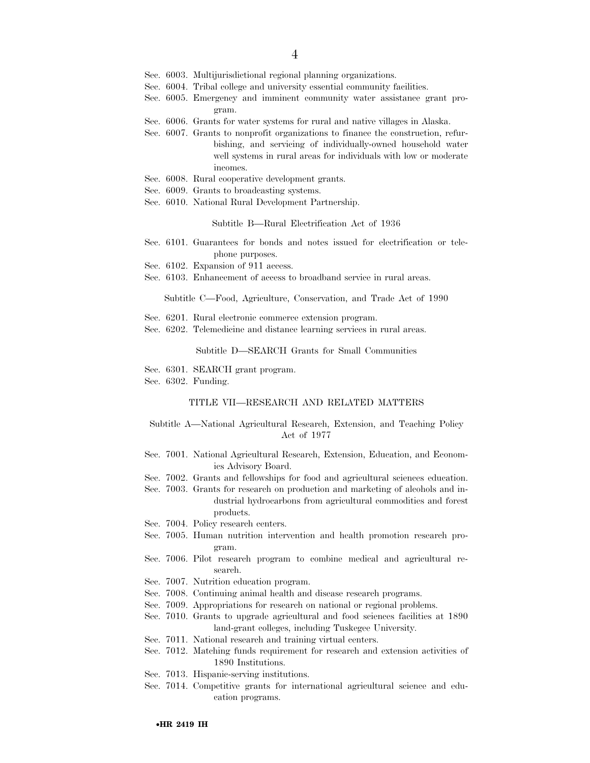Sec. 6003. Multijurisdictional regional planning organizations.
Sec. 6004. Tribal college and university essential community facilities.
Sec. 6005. Emergency and imminent community water assistance grant program.
Sec. 6006. Grants for water systems for rural and native villages in Alaska.
Sec. 6007. Grants to nonprofit organizations to finance the construction, refurbishing, and servicing of individually-owned household water well systems in rural areas for individuals with low or moderate incomes.
Sec. 6008. Rural cooperative development grants.
Sec. 6009. Grants to broadcasting systems.
Sec. 6010. National Rural Development Partnership.

Subtitle B—Rural Electrification Act of 1936

Sec. 6101. Guarantees for bonds and notes issued for electrification or telephone purposes.
Sec. 6102. Expansion of 911 access.
Sec. 6103. Enhancement of access to broadband service in rural areas.

Subtitle C—Food, Agriculture, Conservation, and Trade Act of 1990

Sec. 6201. Rural electronic commerce extension program.
Sec. 6202. Telemedicine and distance learning services in rural areas.

Subtitle D—SEARCH Grants for Small Communities

Sec. 6301. SEARCH grant program.
Sec. 6302. Funding.

TITLE VII—RESEARCH AND RELATED MATTERS

Subtitle A—National Agricultural Research, Extension, and Teaching Policy Act of 1977

Sec. 7001. National Agricultural Research, Extension, Education, and Economics Advisory Board.
Sec. 7002. Grants and fellowships for food and agricultural sciences education.
Sec. 7003. Grants for research on production and marketing of alcohols and industrial hydrocarbons from agricultural commodities and forest products.
Sec. 7004. Policy research centers.
Sec. 7005. Human nutrition intervention and health promotion research program.
Sec. 7006. Pilot research program to combine medical and agricultural research.
Sec. 7007. Nutrition education program.
Sec. 7008. Continuing animal health and disease research programs.
Sec. 7009. Appropriations for research on national or regional problems.
Sec. 7010. Grants to upgrade agricultural and food sciences facilities at 1890 land-grant colleges, including Tuskegee University.
Sec. 7011. National research and training virtual centers.
Sec. 7012. Matching funds requirement for research and extension activities of 1890 Institutions.
Sec. 7013. Hispanic-serving institutions.
Sec. 7014. Competitive grants for international agricultural science and education programs.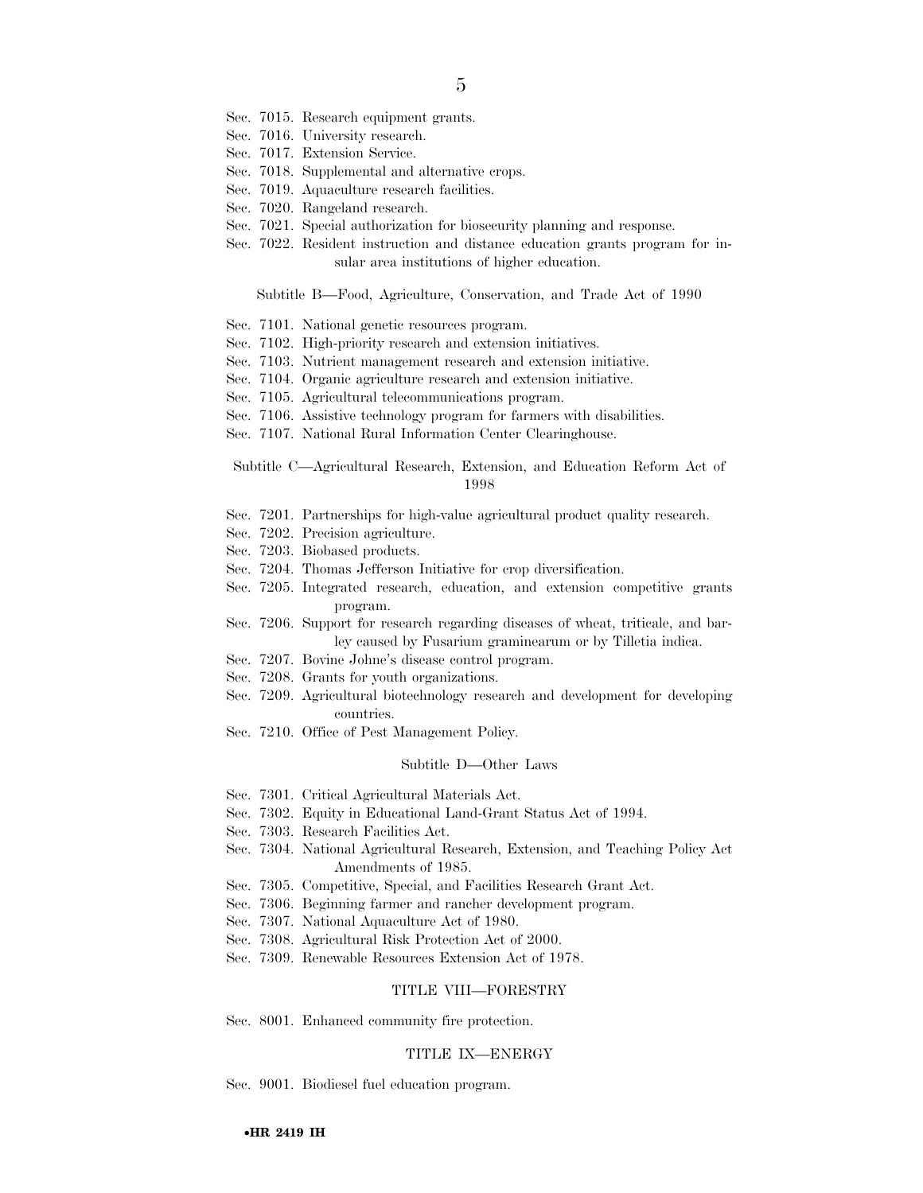Sec. 7015. Research equipment grants.
Sec. 7016. University research.
Sec. 7017. Extension Service.
Sec. 7018. Supplemental and alternative crops.
Sec. 7019. Aquaculture research facilities.
Sec. 7020. Rangeland research.
Sec. 7021. Special authorization for biosecurity planning and response.
Sec. 7022. Resident instruction and distance education grants program for insular area institutions of higher education.

Subtitle B—Food, Agriculture, Conservation, and Trade Act of 1990

Sec. 7101. National genetic resources program.
Sec. 7102. High-priority research and extension initiatives.
Sec. 7103. Nutrient management research and extension initiative.
Sec. 7104. Organic agriculture research and extension initiative.
Sec. 7105. Agricultural telecommunications program.
Sec. 7106. Assistive technology program for farmers with disabilities.
Sec. 7107. National Rural Information Center Clearinghouse.

Subtitle C—Agricultural Research, Extension, and Education Reform Act of 1998

Sec. 7201. Partnerships for high-value agricultural product quality research.
Sec. 7202. Precision agriculture.
Sec. 7203. Biobased products.
Sec. 7204. Thomas Jefferson Initiative for crop diversification.
Sec. 7205. Integrated research, education, and extension competitive grants program.
Sec. 7206. Support for research regarding diseases of wheat, triticale, and barley caused by Fusarium graminearum or by Tilletia indica.
Sec. 7207. Bovine Johne's disease control program.
Sec. 7208. Grants for youth organizations.
Sec. 7209. Agricultural biotechnology research and development for developing countries.
Sec. 7210. Office of Pest Management Policy.

Subtitle D—Other Laws

Sec. 7301. Critical Agricultural Materials Act.
Sec. 7302. Equity in Educational Land-Grant Status Act of 1994.
Sec. 7303. Research Facilities Act.
Sec. 7304. National Agricultural Research, Extension, and Teaching Policy Act Amendments of 1985.
Sec. 7305. Competitive, Special, and Facilities Research Grant Act.
Sec. 7306. Beginning farmer and rancher development program.
Sec. 7307. National Aquaculture Act of 1980.
Sec. 7308. Agricultural Risk Protection Act of 2000.
Sec. 7309. Renewable Resources Extension Act of 1978.

TITLE VIII—FORESTRY

Sec. 8001. Enhanced community fire protection.

TITLE IX—ENERGY

Sec. 9001. Biodiesel fuel education program.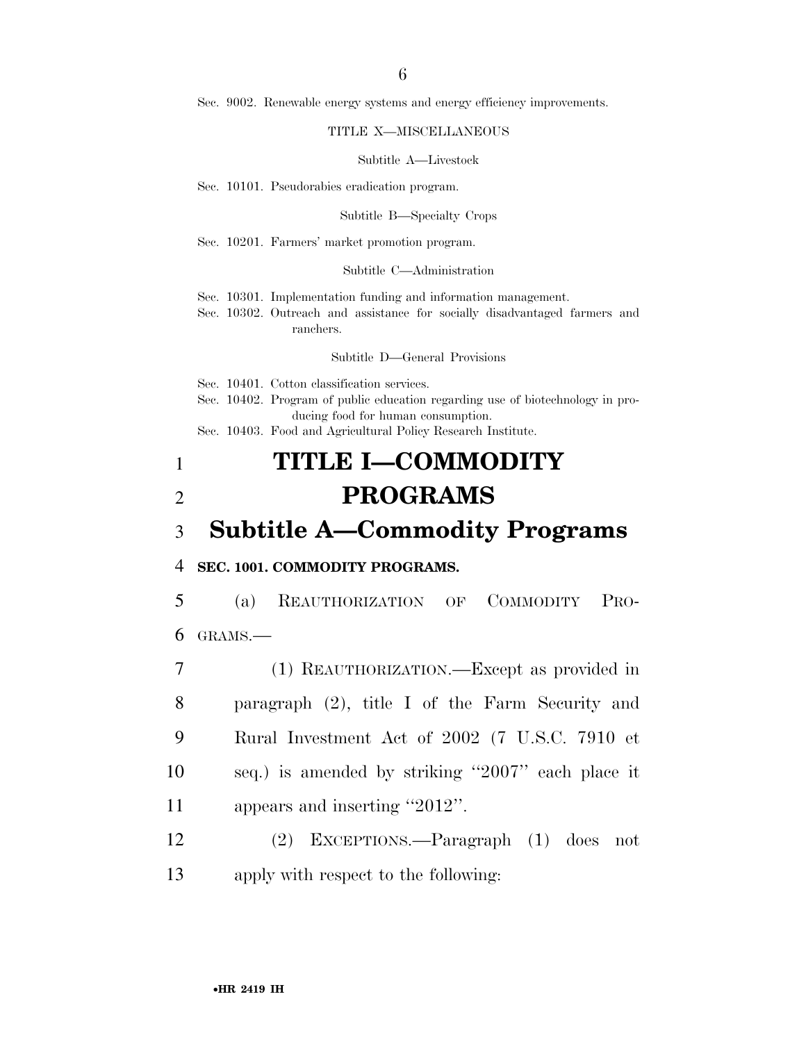Sec. 9002. Renewable energy systems and energy efficiency improvements.

TITLE X—MISCELLANEOUS

Subtitle A—Livestock

Sec. 10101. Pseudorabies eradication program.

Subtitle B—Specialty Crops

Sec. 10201. Farmers' market promotion program.

Subtitle C—Administration

Sec. 10301. Implementation funding and information management.
Sec. 10302. Outreach and assistance for socially disadvantaged farmers and ranchers.

Subtitle D—General Provisions

Sec. 10401. Cotton classification services.
Sec. 10402. Program of public education regarding use of biotechnology in producing food for human consumption.
Sec. 10403. Food and Agricultural Policy Research Institute.

# TITLE I—COMMODITY PROGRAMS

## Subtitle A—Commodity Programs

### SEC. 1001. COMMODITY PROGRAMS.

(a) REAUTHORIZATION OF COMMODITY PROGRAMS.—

(1) REAUTHORIZATION.—Except as provided in paragraph (2), title I of the Farm Security and Rural Investment Act of 2002 (7 U.S.C. 7910 et seq.) is amended by striking ''2007'' each place it appears and inserting ''2012''.

(2) EXCEPTIONS.—Paragraph (1) does not apply with respect to the following: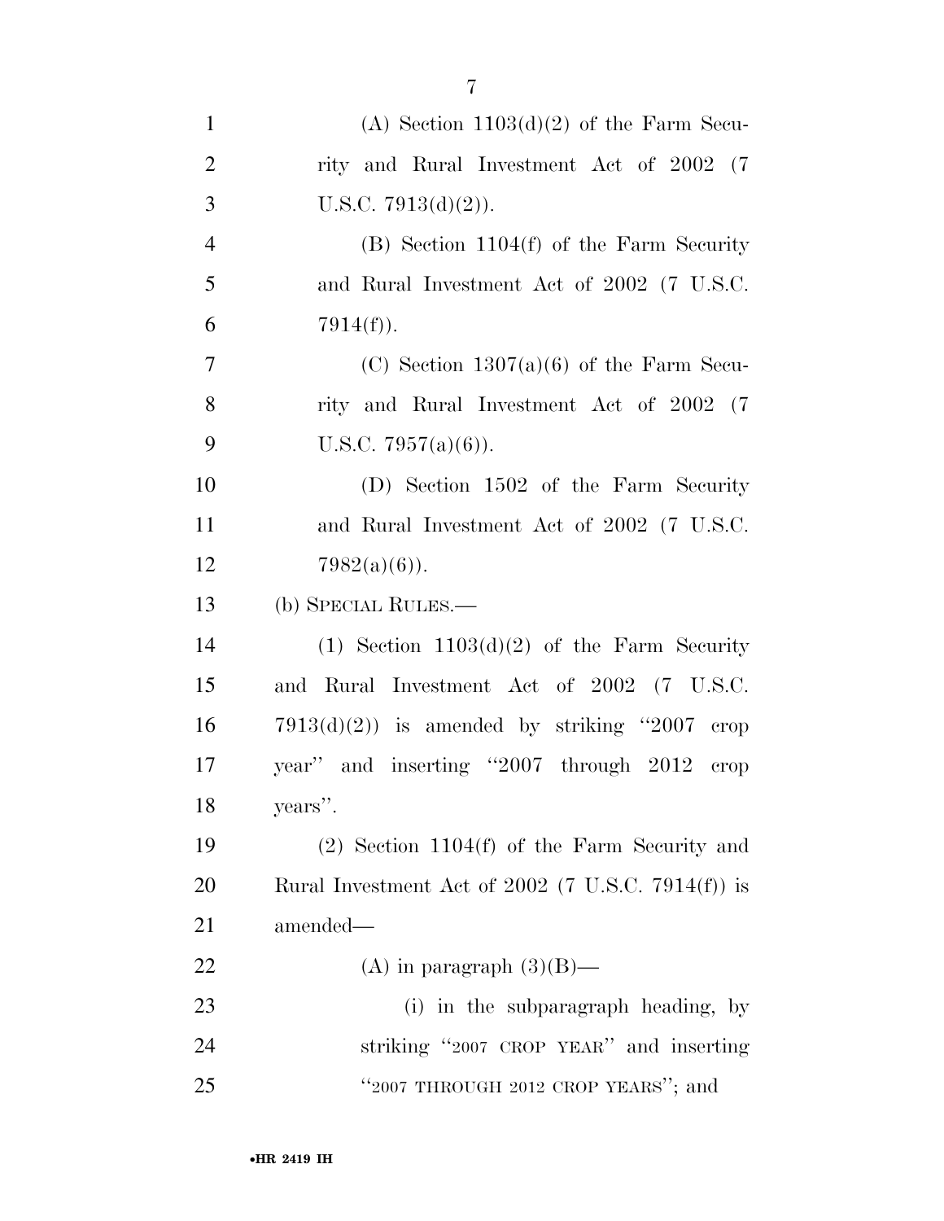(A) Section 1103(d)(2) of the Farm Security and Rural Investment Act of 2002 (7 U.S.C. 7913(d)(2)).

(B) Section 1104(f) of the Farm Security and Rural Investment Act of 2002 (7 U.S.C. 7914(f)).

(C) Section 1307(a)(6) of the Farm Security and Rural Investment Act of 2002 (7 U.S.C. 7957(a)(6)).

(D) Section 1502 of the Farm Security and Rural Investment Act of 2002 (7 U.S.C. 7982(a)(6)).

(b) SPECIAL RULES.—

(1) Section 1103(d)(2) of the Farm Security and Rural Investment Act of 2002 (7 U.S.C. 7913(d)(2)) is amended by striking "2007 crop year" and inserting "2007 through 2012 crop years".

(2) Section 1104(f) of the Farm Security and Rural Investment Act of 2002 (7 U.S.C. 7914(f)) is amended—

(A) in paragraph (3)(B)—

(i) in the subparagraph heading, by striking "2007 CROP YEAR" and inserting "2007 THROUGH 2012 CROP YEARS"; and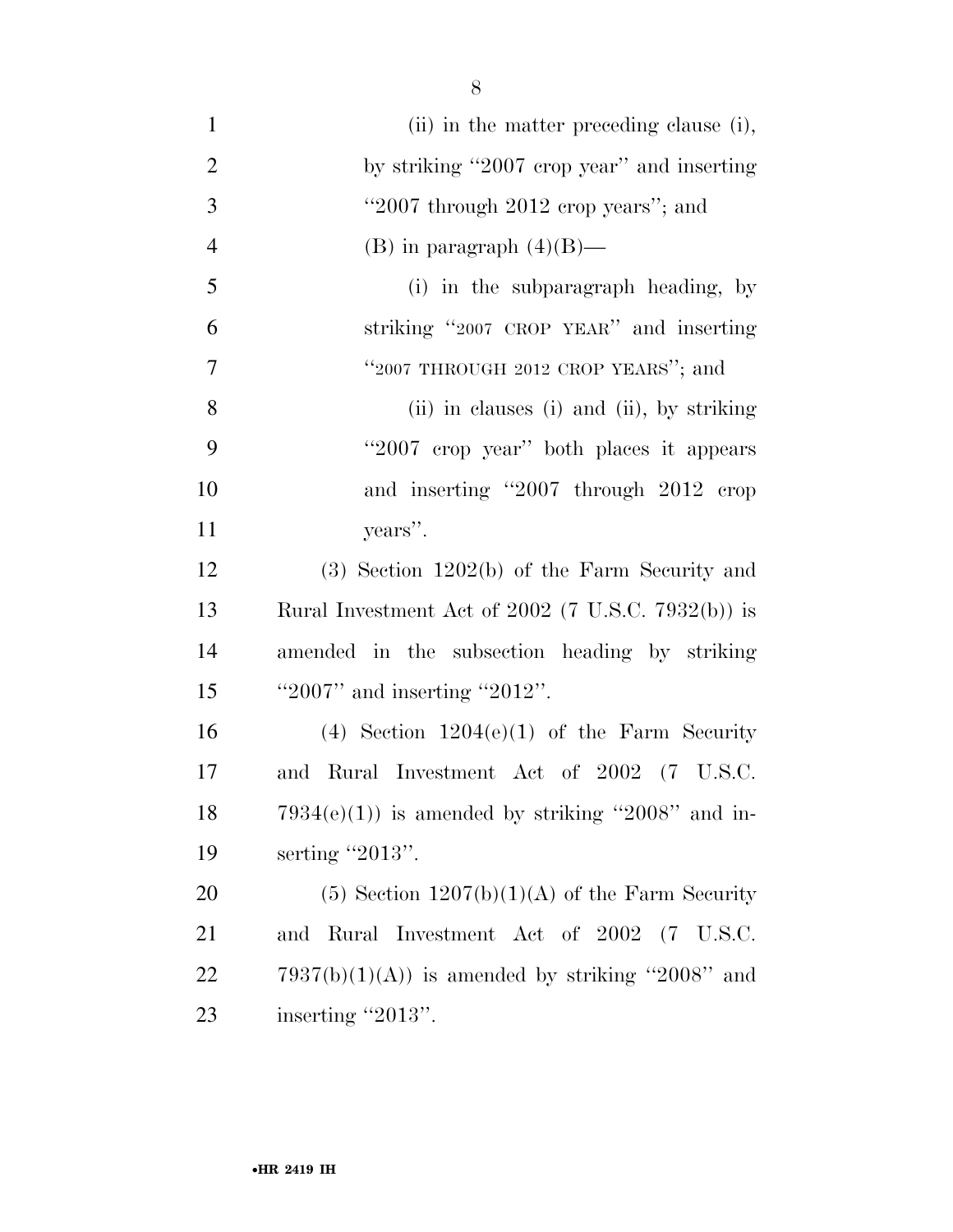(ii) in the matter preceding clause (i), by striking "2007 crop year" and inserting "2007 through 2012 crop years"; and

(B) in paragraph (4)(B)—

(i) in the subparagraph heading, by striking "2007 CROP YEAR" and inserting "2007 THROUGH 2012 CROP YEARS"; and

(ii) in clauses (i) and (ii), by striking "2007 crop year" both places it appears and inserting "2007 through 2012 crop years".

(3) Section 1202(b) of the Farm Security and Rural Investment Act of 2002 (7 U.S.C. 7932(b)) is amended in the subsection heading by striking "2007" and inserting "2012".

(4) Section 1204(e)(1) of the Farm Security and Rural Investment Act of 2002 (7 U.S.C. 7934(e)(1)) is amended by striking "2008" and inserting "2013".

(5) Section 1207(b)(1)(A) of the Farm Security and Rural Investment Act of 2002 (7 U.S.C. 7937(b)(1)(A)) is amended by striking "2008" and inserting "2013".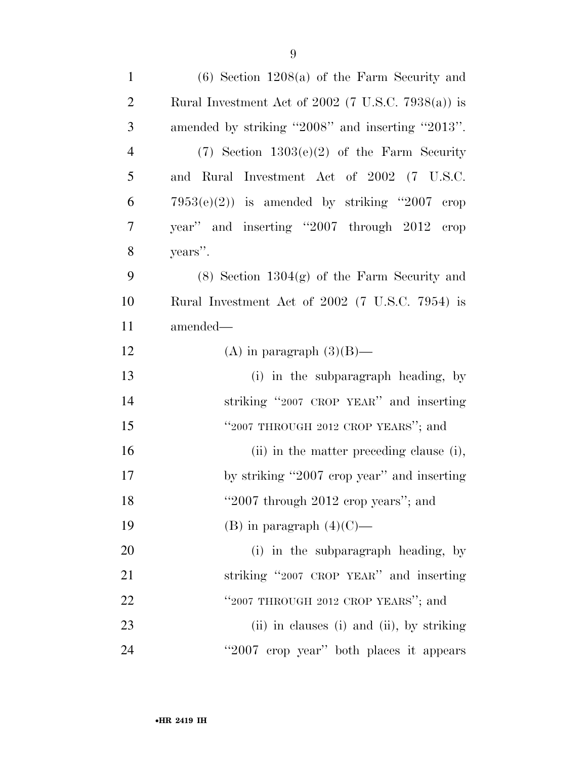(6) Section 1208(a) of the Farm Security and Rural Investment Act of 2002 (7 U.S.C. 7938(a)) is amended by striking "2008" and inserting "2013".

(7) Section 1303(e)(2) of the Farm Security and Rural Investment Act of 2002 (7 U.S.C. 7953(e)(2)) is amended by striking "2007 crop year" and inserting "2007 through 2012 crop years".

(8) Section 1304(g) of the Farm Security and Rural Investment Act of 2002 (7 U.S.C. 7954) is amended—

(A) in paragraph (3)(B)—

(i) in the subparagraph heading, by striking "2007 CROP YEAR" and inserting "2007 THROUGH 2012 CROP YEARS"; and

(ii) in the matter preceding clause (i), by striking "2007 crop year" and inserting "2007 through 2012 crop years"; and

(B) in paragraph (4)(C)—

(i) in the subparagraph heading, by striking "2007 CROP YEAR" and inserting "2007 THROUGH 2012 CROP YEARS"; and

(ii) in clauses (i) and (ii), by striking "2007 crop year" both places it appears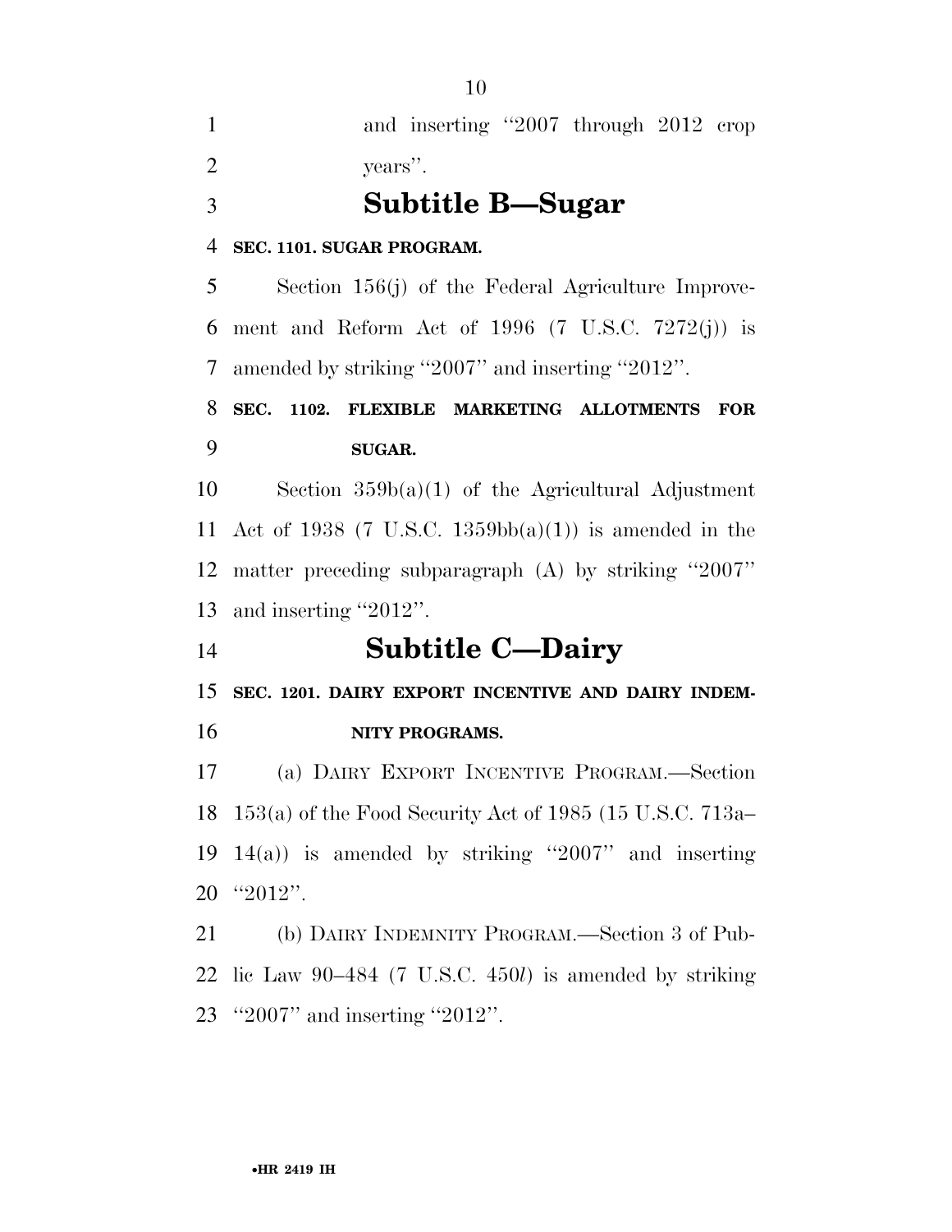and inserting "2007 through 2012 crop years".

## Subtitle B—Sugar

**SEC. 1101. SUGAR PROGRAM.**

Section 156(j) of the Federal Agriculture Improvement and Reform Act of 1996 (7 U.S.C. 7272(j)) is amended by striking "2007" and inserting "2012".

**SEC. 1102. FLEXIBLE MARKETING ALLOTMENTS FOR SUGAR.**

Section 359b(a)(1) of the Agricultural Adjustment Act of 1938 (7 U.S.C. 1359bb(a)(1)) is amended in the matter preceding subparagraph (A) by striking "2007" and inserting "2012".

## Subtitle C—Dairy

**SEC. 1201. DAIRY EXPORT INCENTIVE AND DAIRY INDEMNITY PROGRAMS.**

(a) DAIRY EXPORT INCENTIVE PROGRAM.—Section 153(a) of the Food Security Act of 1985 (15 U.S.C. 713a–14(a)) is amended by striking "2007" and inserting "2012".

(b) DAIRY INDEMNITY PROGRAM.—Section 3 of Public Law 90–484 (7 U.S.C. 450*l*) is amended by striking "2007" and inserting "2012".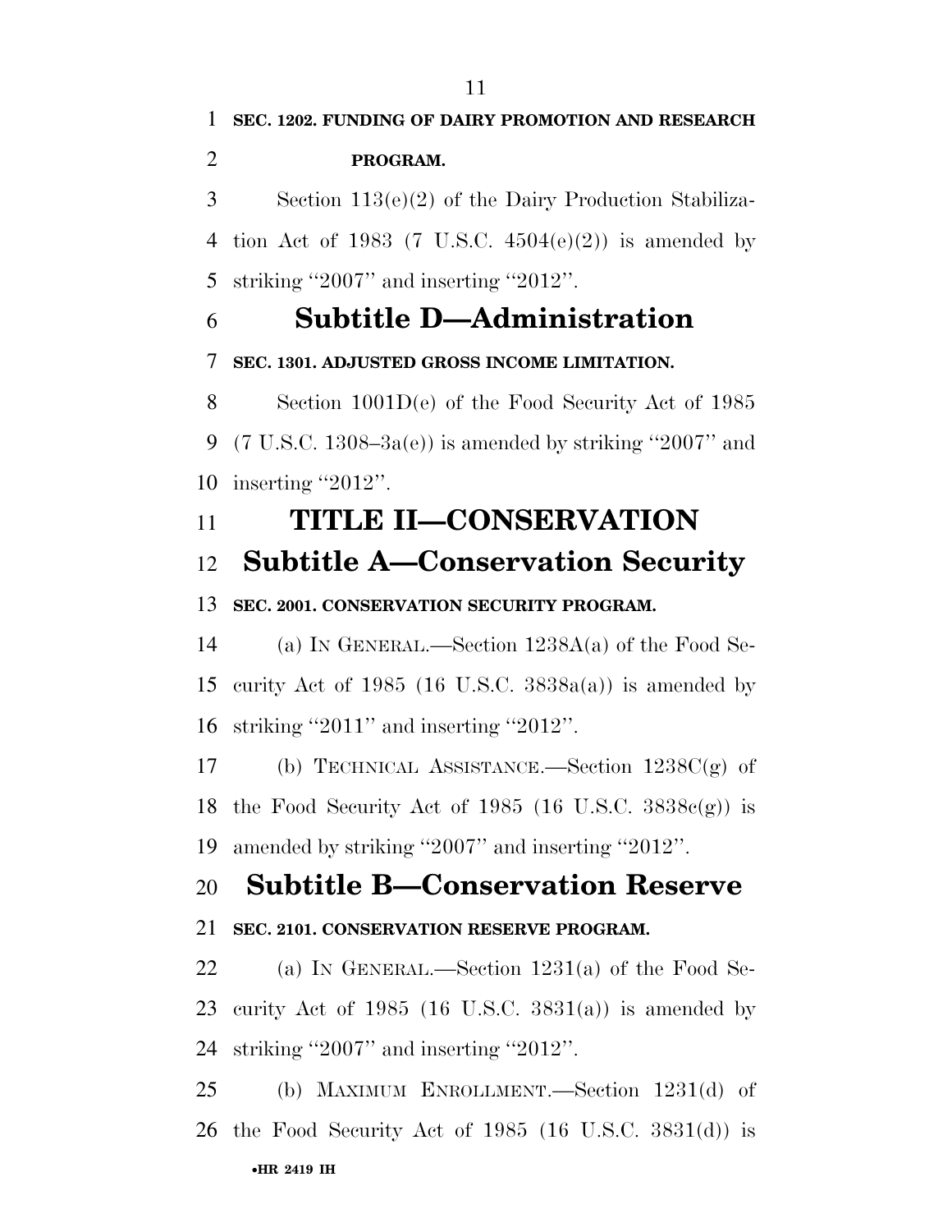**SEC. 1202. FUNDING OF DAIRY PROMOTION AND RESEARCH PROGRAM.**

Section 113(e)(2) of the Dairy Production Stabilization Act of 1983 (7 U.S.C. 4504(e)(2)) is amended by striking ''2007'' and inserting ''2012''.

## Subtitle D—Administration

**SEC. 1301. ADJUSTED GROSS INCOME LIMITATION.**

Section 1001D(e) of the Food Security Act of 1985 (7 U.S.C. 1308–3a(e)) is amended by striking ''2007'' and inserting ''2012''.

# TITLE II—CONSERVATION

## Subtitle A—Conservation Security

**SEC. 2001. CONSERVATION SECURITY PROGRAM.**

(a) IN GENERAL.—Section 1238A(a) of the Food Security Act of 1985 (16 U.S.C. 3838a(a)) is amended by striking ''2011'' and inserting ''2012''.

(b) TECHNICAL ASSISTANCE.—Section 1238C(g) of the Food Security Act of 1985 (16 U.S.C. 3838c(g)) is amended by striking ''2007'' and inserting ''2012''.

## Subtitle B—Conservation Reserve

**SEC. 2101. CONSERVATION RESERVE PROGRAM.**

(a) IN GENERAL.—Section 1231(a) of the Food Security Act of 1985 (16 U.S.C. 3831(a)) is amended by striking ''2007'' and inserting ''2012''.

(b) MAXIMUM ENROLLMENT.—Section 1231(d) of the Food Security Act of 1985 (16 U.S.C. 3831(d)) is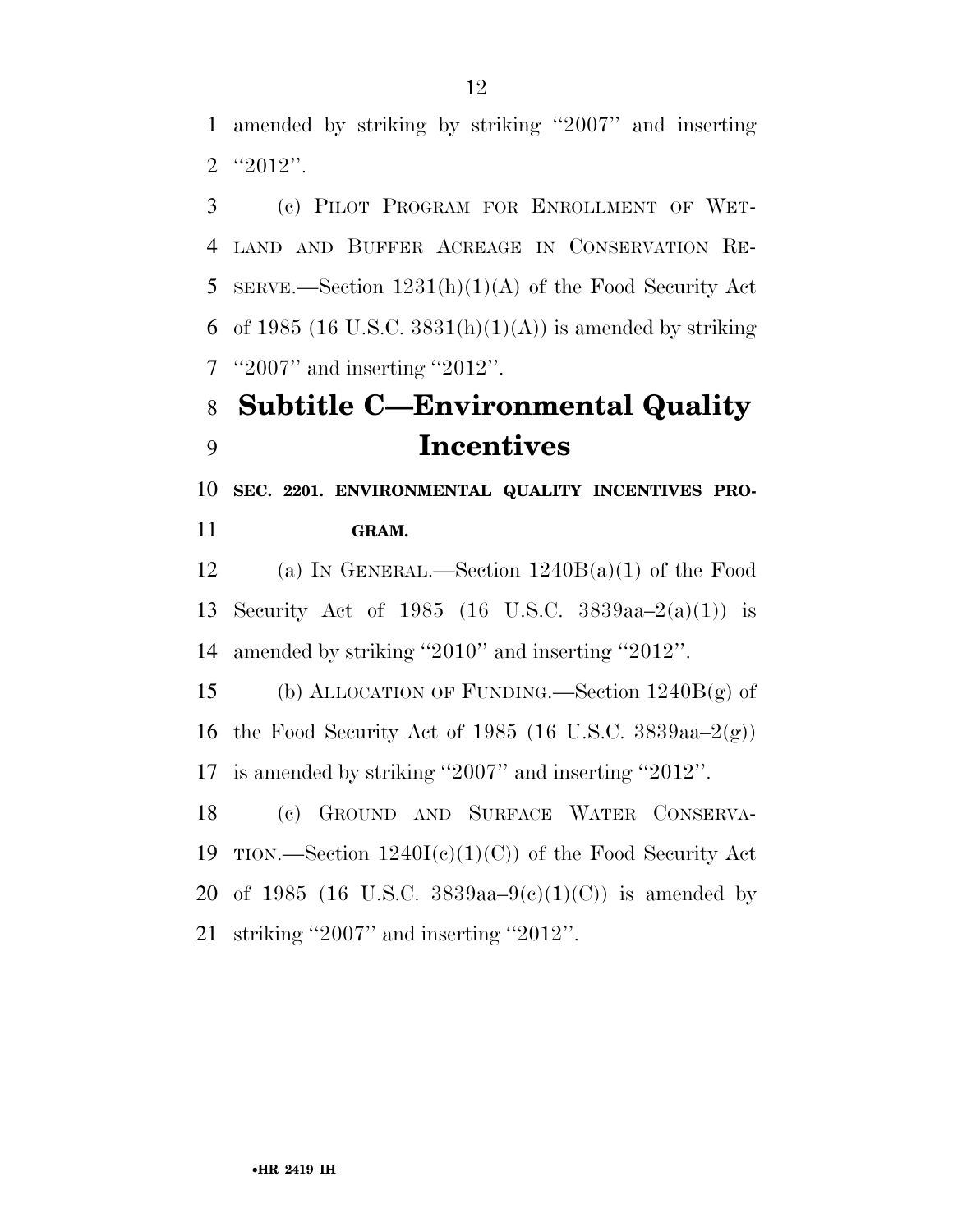amended by striking by striking "2007" and inserting "2012".

(c) PILOT PROGRAM FOR ENROLLMENT OF WETLAND AND BUFFER ACREAGE IN CONSERVATION RESERVE.—Section 1231(h)(1)(A) of the Food Security Act of 1985 (16 U.S.C. 3831(h)(1)(A)) is amended by striking "2007" and inserting "2012".

## Subtitle C—Environmental Quality Incentives

**SEC. 2201. ENVIRONMENTAL QUALITY INCENTIVES PROGRAM.**

(a) IN GENERAL.—Section 1240B(a)(1) of the Food Security Act of 1985 (16 U.S.C. 3839aa–2(a)(1)) is amended by striking "2010" and inserting "2012".

(b) ALLOCATION OF FUNDING.—Section 1240B(g) of the Food Security Act of 1985 (16 U.S.C. 3839aa–2(g)) is amended by striking "2007" and inserting "2012".

(c) GROUND AND SURFACE WATER CONSERVATION.—Section 1240I(c)(1)(C)) of the Food Security Act of 1985 (16 U.S.C. 3839aa–9(c)(1)(C)) is amended by striking "2007" and inserting "2012".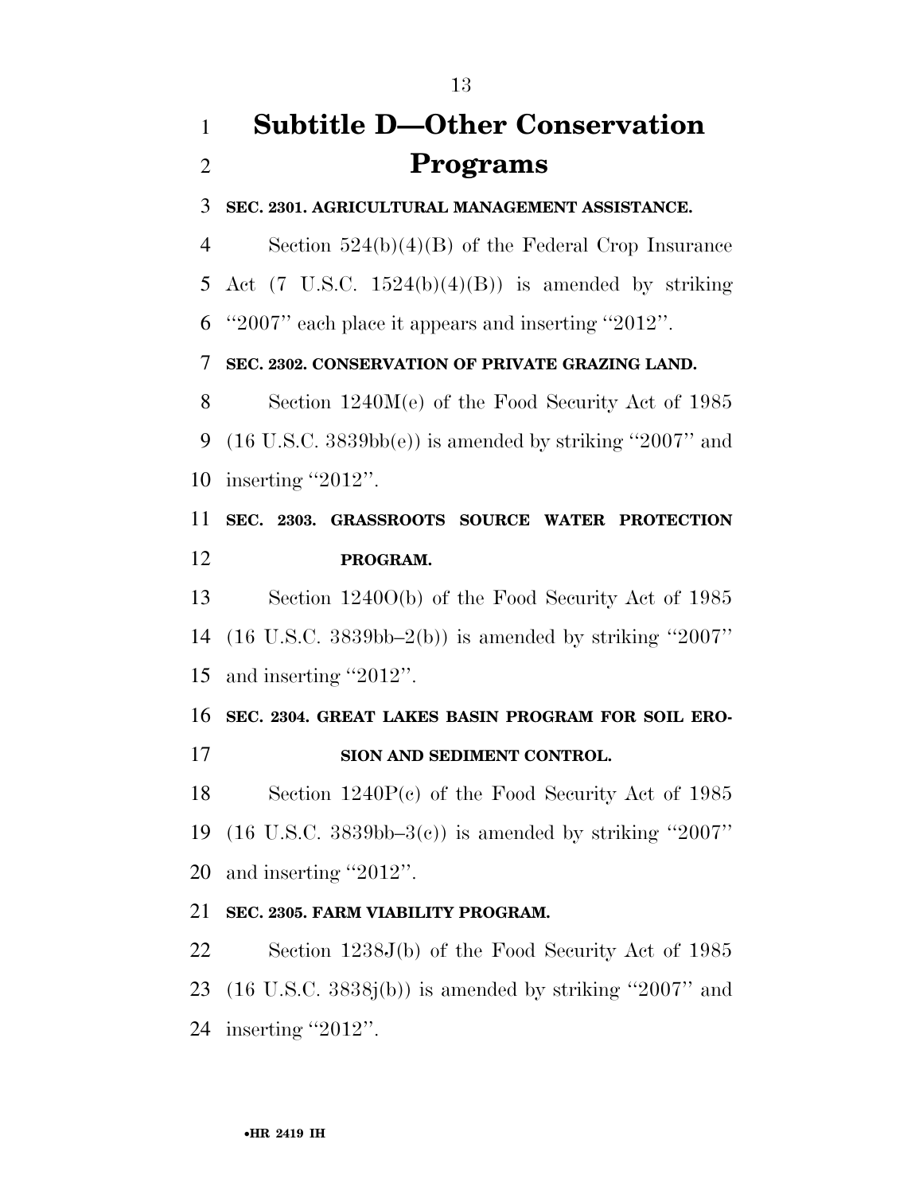## Subtitle D—Other Conservation Programs

**SEC. 2301. AGRICULTURAL MANAGEMENT ASSISTANCE.**

Section 524(b)(4)(B) of the Federal Crop Insurance Act (7 U.S.C. 1524(b)(4)(B)) is amended by striking "2007" each place it appears and inserting "2012".

**SEC. 2302. CONSERVATION OF PRIVATE GRAZING LAND.**

Section 1240M(e) of the Food Security Act of 1985 (16 U.S.C. 3839bb(e)) is amended by striking "2007" and inserting "2012".

**SEC. 2303. GRASSROOTS SOURCE WATER PROTECTION PROGRAM.**

Section 1240O(b) of the Food Security Act of 1985 (16 U.S.C. 3839bb–2(b)) is amended by striking "2007" and inserting "2012".

**SEC. 2304. GREAT LAKES BASIN PROGRAM FOR SOIL EROSION AND SEDIMENT CONTROL.**

Section 1240P(c) of the Food Security Act of 1985 (16 U.S.C. 3839bb–3(c)) is amended by striking "2007" and inserting "2012".

**SEC. 2305. FARM VIABILITY PROGRAM.**

Section 1238J(b) of the Food Security Act of 1985 (16 U.S.C. 3838j(b)) is amended by striking "2007" and inserting "2012".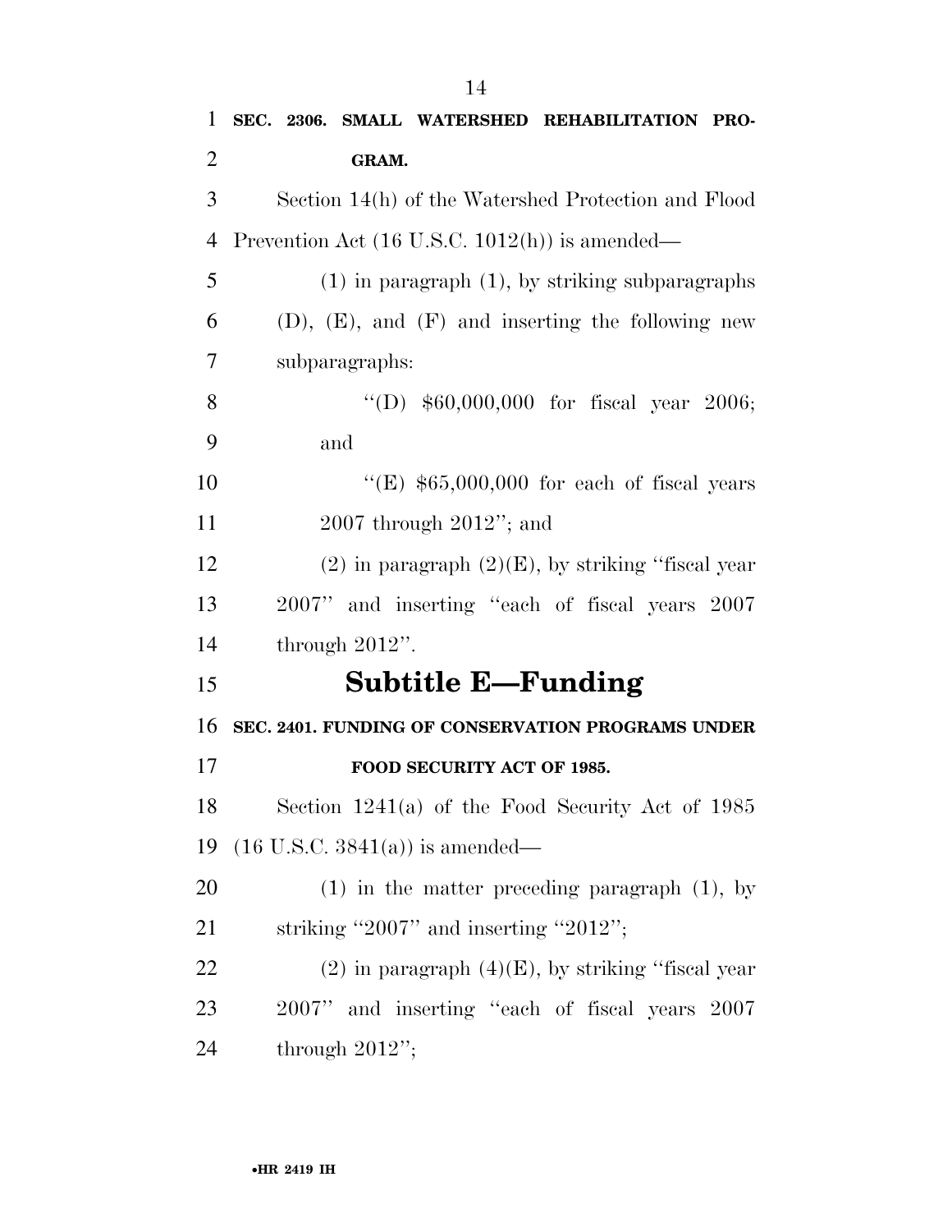**SEC. 2306. SMALL WATERSHED REHABILITATION PROGRAM.**

Section 14(h) of the Watershed Protection and Flood Prevention Act (16 U.S.C. 1012(h)) is amended—

(1) in paragraph (1), by striking subparagraphs (D), (E), and (F) and inserting the following new subparagraphs:

"(D) $60,000,000 for fiscal year 2006; and

"(E) $65,000,000 for each of fiscal years 2007 through 2012"; and

(2) in paragraph (2)(E), by striking "fiscal year 2007" and inserting "each of fiscal years 2007 through 2012".

# Subtitle E—Funding

**SEC. 2401. FUNDING OF CONSERVATION PROGRAMS UNDER FOOD SECURITY ACT OF 1985.**

Section 1241(a) of the Food Security Act of 1985 (16 U.S.C. 3841(a)) is amended—

(1) in the matter preceding paragraph (1), by striking "2007" and inserting "2012";

(2) in paragraph (4)(E), by striking "fiscal year 2007" and inserting "each of fiscal years 2007 through 2012";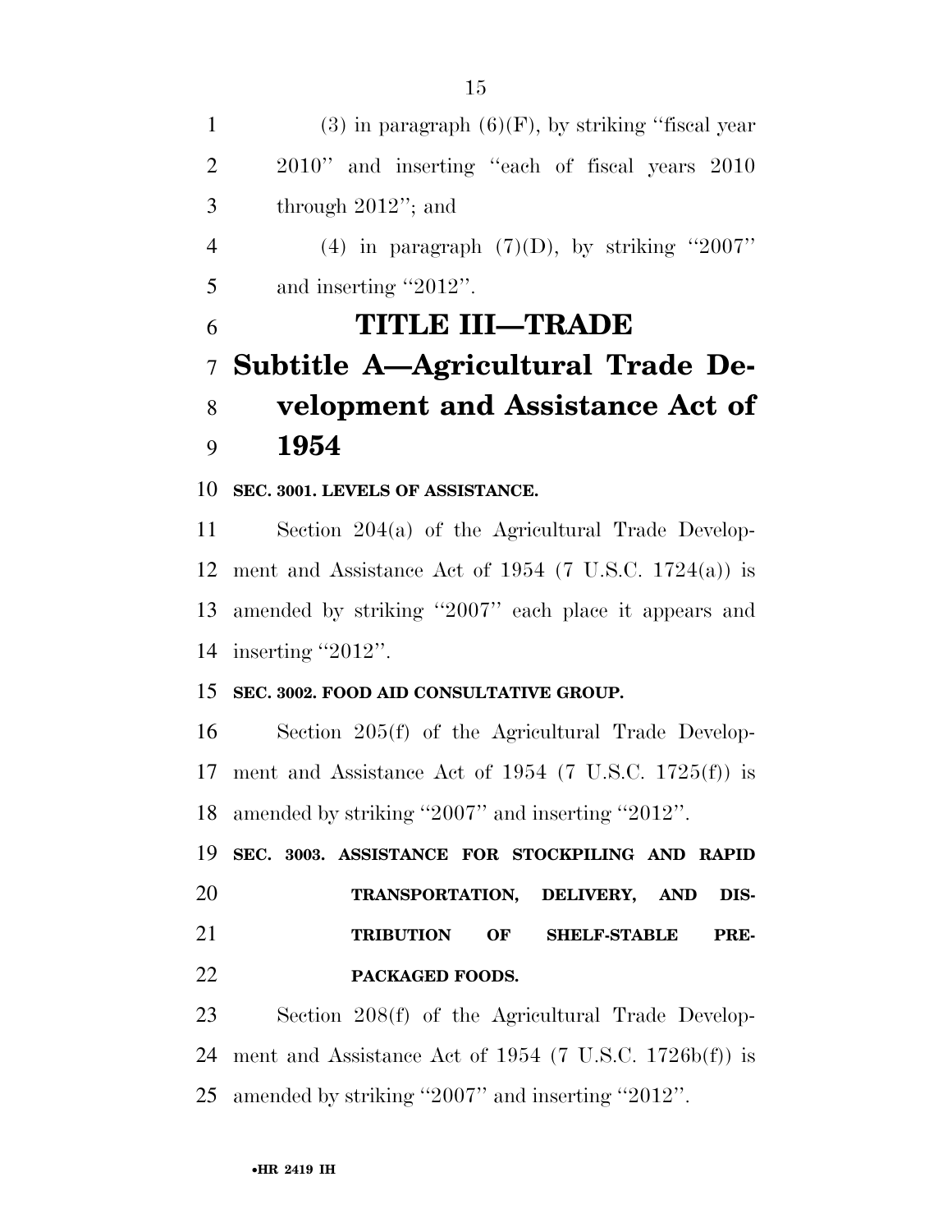(3) in paragraph (6)(F), by striking ''fiscal year 2010'' and inserting ''each of fiscal years 2010 through 2012''; and

(4) in paragraph (7)(D), by striking ''2007'' and inserting ''2012''.

# TITLE III—TRADE

## Subtitle A—Agricultural Trade Development and Assistance Act of 1954

**SEC. 3001. LEVELS OF ASSISTANCE.**

Section 204(a) of the Agricultural Trade Development and Assistance Act of 1954 (7 U.S.C. 1724(a)) is amended by striking ''2007'' each place it appears and inserting ''2012''.

**SEC. 3002. FOOD AID CONSULTATIVE GROUP.**

Section 205(f) of the Agricultural Trade Development and Assistance Act of 1954 (7 U.S.C. 1725(f)) is amended by striking ''2007'' and inserting ''2012''.

**SEC. 3003. ASSISTANCE FOR STOCKPILING AND RAPID TRANSPORTATION, DELIVERY, AND DISTRIBUTION OF SHELF-STABLE PREPACKAGED FOODS.**

Section 208(f) of the Agricultural Trade Development and Assistance Act of 1954 (7 U.S.C. 1726b(f)) is amended by striking ''2007'' and inserting ''2012''.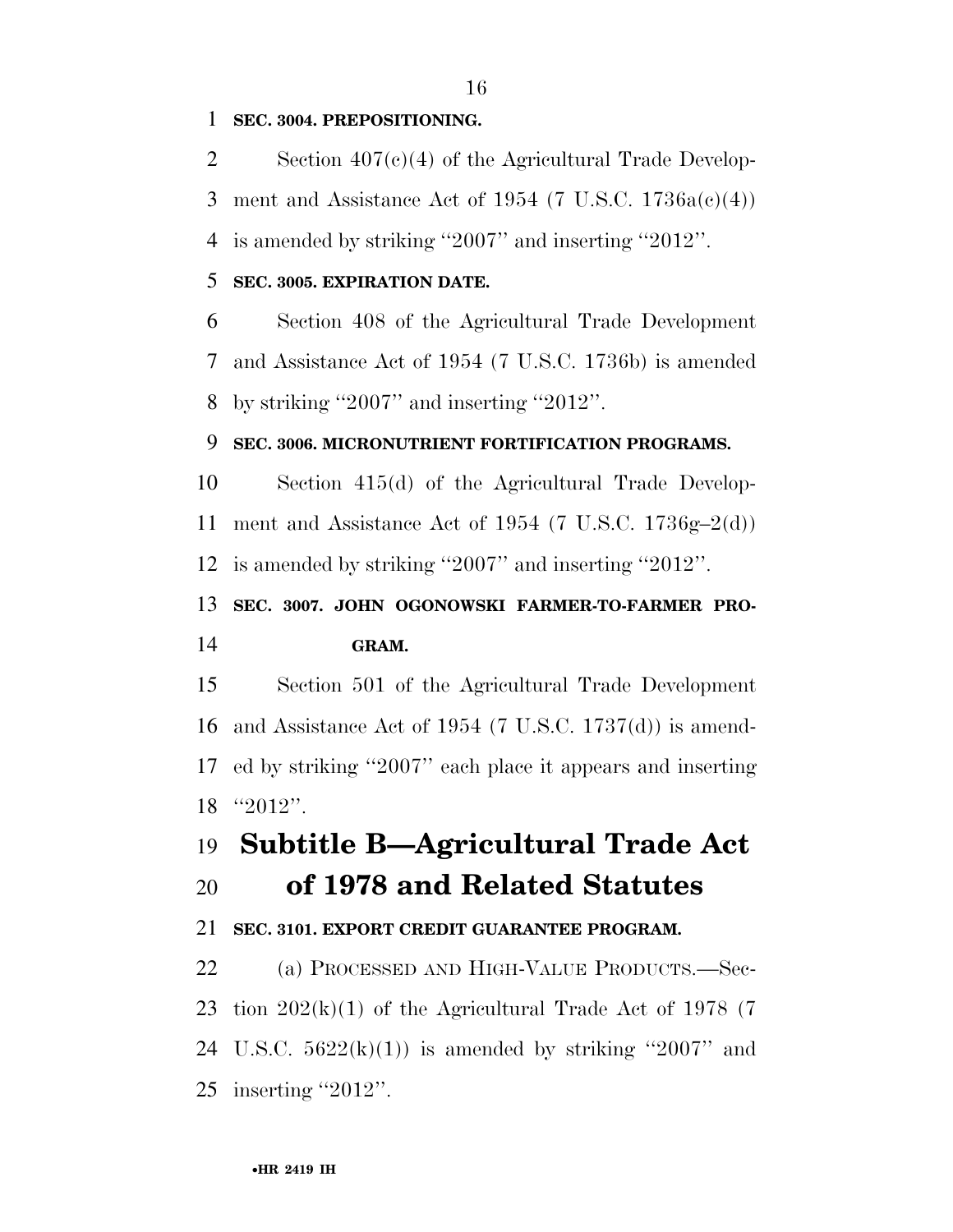**SEC. 3004. PREPOSITIONING.**

Section 407(c)(4) of the Agricultural Trade Development and Assistance Act of 1954 (7 U.S.C. 1736a(c)(4)) is amended by striking ''2007'' and inserting ''2012''.

**SEC. 3005. EXPIRATION DATE.**

Section 408 of the Agricultural Trade Development and Assistance Act of 1954 (7 U.S.C. 1736b) is amended by striking ''2007'' and inserting ''2012''.

**SEC. 3006. MICRONUTRIENT FORTIFICATION PROGRAMS.**

Section 415(d) of the Agricultural Trade Development and Assistance Act of 1954 (7 U.S.C. 1736g–2(d)) is amended by striking ''2007'' and inserting ''2012''.

**SEC. 3007. JOHN OGONOWSKI FARMER-TO-FARMER PROGRAM.**

Section 501 of the Agricultural Trade Development and Assistance Act of 1954 (7 U.S.C. 1737(d)) is amended by striking ''2007'' each place it appears and inserting ''2012''.

# Subtitle B—Agricultural Trade Act of 1978 and Related Statutes

**SEC. 3101. EXPORT CREDIT GUARANTEE PROGRAM.**

(a) PROCESSED AND HIGH-VALUE PRODUCTS.—Section 202(k)(1) of the Agricultural Trade Act of 1978 (7 U.S.C. 5622(k)(1)) is amended by striking ''2007'' and inserting ''2012''.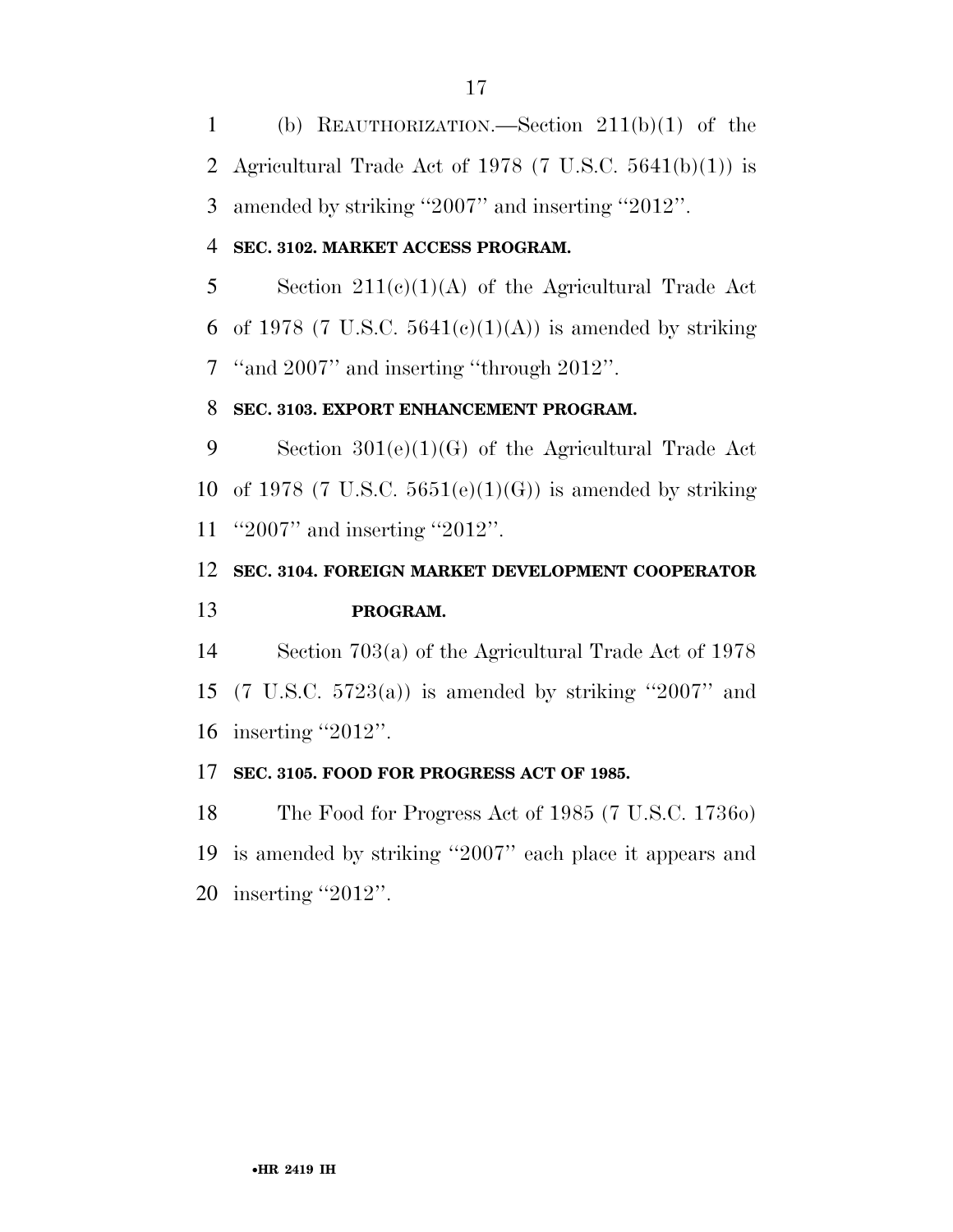(b) REAUTHORIZATION.—Section 211(b)(1) of the Agricultural Trade Act of 1978 (7 U.S.C. 5641(b)(1)) is amended by striking ''2007'' and inserting ''2012''.

**SEC. 3102. MARKET ACCESS PROGRAM.**

Section 211(c)(1)(A) of the Agricultural Trade Act of 1978 (7 U.S.C. 5641(c)(1)(A)) is amended by striking ''and 2007'' and inserting ''through 2012''.

**SEC. 3103. EXPORT ENHANCEMENT PROGRAM.**

Section 301(e)(1)(G) of the Agricultural Trade Act of 1978 (7 U.S.C. 5651(e)(1)(G)) is amended by striking ''2007'' and inserting ''2012''.

**SEC. 3104. FOREIGN MARKET DEVELOPMENT COOPERATOR PROGRAM.**

Section 703(a) of the Agricultural Trade Act of 1978 (7 U.S.C. 5723(a)) is amended by striking ''2007'' and inserting ''2012''.

**SEC. 3105. FOOD FOR PROGRESS ACT OF 1985.**

The Food for Progress Act of 1985 (7 U.S.C. 1736o) is amended by striking ''2007'' each place it appears and inserting ''2012''.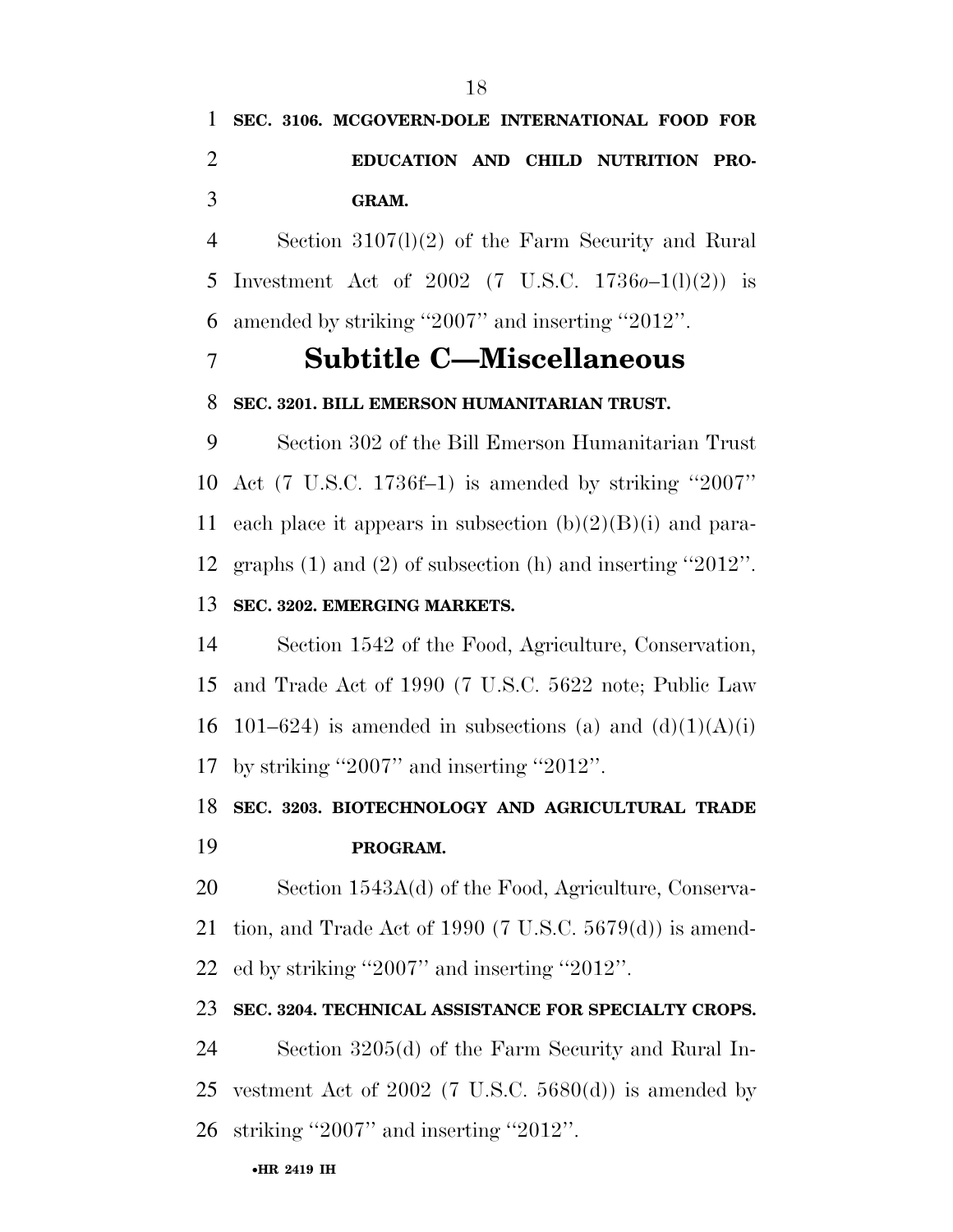**SEC. 3106. MCGOVERN-DOLE INTERNATIONAL FOOD FOR EDUCATION AND CHILD NUTRITION PROGRAM.**

Section 3107(l)(2) of the Farm Security and Rural Investment Act of 2002 (7 U.S.C. 1736*o*–1(l)(2)) is amended by striking ''2007'' and inserting ''2012''.

## Subtitle C—Miscellaneous

**SEC. 3201. BILL EMERSON HUMANITARIAN TRUST.**

Section 302 of the Bill Emerson Humanitarian Trust Act (7 U.S.C. 1736f–1) is amended by striking ''2007'' each place it appears in subsection (b)(2)(B)(i) and paragraphs (1) and (2) of subsection (h) and inserting ''2012''.

**SEC. 3202. EMERGING MARKETS.**

Section 1542 of the Food, Agriculture, Conservation, and Trade Act of 1990 (7 U.S.C. 5622 note; Public Law 101–624) is amended in subsections (a) and (d)(1)(A)(i) by striking ''2007'' and inserting ''2012''.

**SEC. 3203. BIOTECHNOLOGY AND AGRICULTURAL TRADE PROGRAM.**

Section 1543A(d) of the Food, Agriculture, Conservation, and Trade Act of 1990 (7 U.S.C. 5679(d)) is amended by striking ''2007'' and inserting ''2012''.

**SEC. 3204. TECHNICAL ASSISTANCE FOR SPECIALTY CROPS.**

Section 3205(d) of the Farm Security and Rural Investment Act of 2002 (7 U.S.C. 5680(d)) is amended by striking ''2007'' and inserting ''2012''.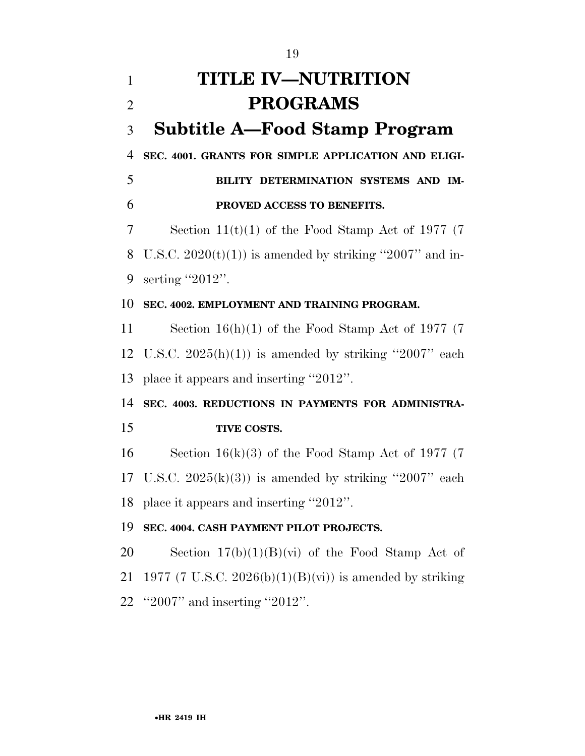# TITLE IV—NUTRITION PROGRAMS

## Subtitle A—Food Stamp Program

**SEC. 4001. GRANTS FOR SIMPLE APPLICATION AND ELIGIBILITY DETERMINATION SYSTEMS AND IMPROVED ACCESS TO BENEFITS.**

Section 11(t)(1) of the Food Stamp Act of 1977 (7 U.S.C. 2020(t)(1)) is amended by striking "2007" and inserting "2012".

**SEC. 4002. EMPLOYMENT AND TRAINING PROGRAM.**

Section 16(h)(1) of the Food Stamp Act of 1977 (7 U.S.C. 2025(h)(1)) is amended by striking "2007" each place it appears and inserting "2012".

**SEC. 4003. REDUCTIONS IN PAYMENTS FOR ADMINISTRATIVE COSTS.**

Section 16(k)(3) of the Food Stamp Act of 1977 (7 U.S.C. 2025(k)(3)) is amended by striking "2007" each place it appears and inserting "2012".

**SEC. 4004. CASH PAYMENT PILOT PROJECTS.**

Section 17(b)(1)(B)(vi) of the Food Stamp Act of 1977 (7 U.S.C. 2026(b)(1)(B)(vi)) is amended by striking "2007" and inserting "2012".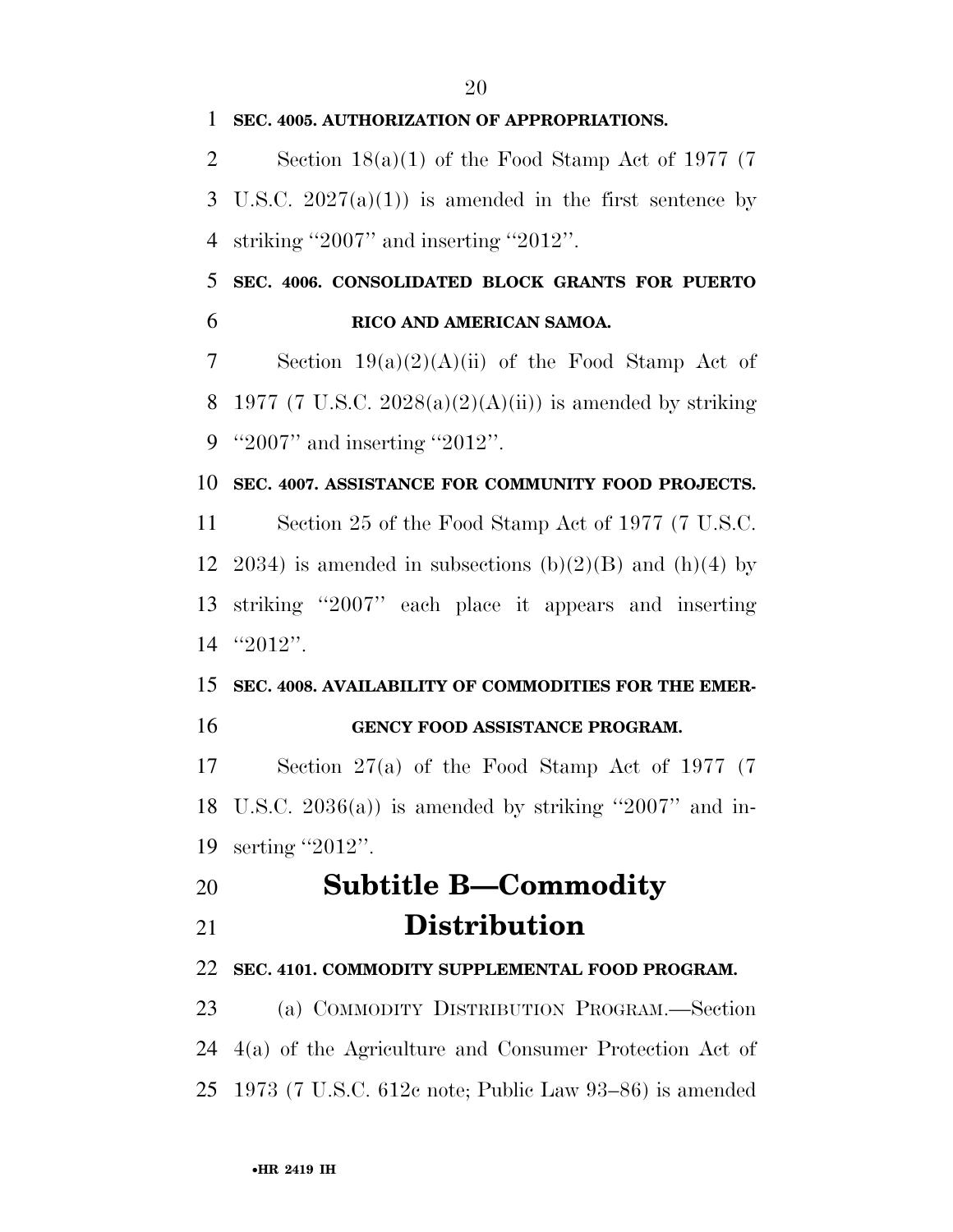**SEC. 4005. AUTHORIZATION OF APPROPRIATIONS.**

Section 18(a)(1) of the Food Stamp Act of 1977 (7 U.S.C. 2027(a)(1)) is amended in the first sentence by striking ''2007'' and inserting ''2012''.

**SEC. 4006. CONSOLIDATED BLOCK GRANTS FOR PUERTO RICO AND AMERICAN SAMOA.**

Section 19(a)(2)(A)(ii) of the Food Stamp Act of 1977 (7 U.S.C. 2028(a)(2)(A)(ii)) is amended by striking ''2007'' and inserting ''2012''.

**SEC. 4007. ASSISTANCE FOR COMMUNITY FOOD PROJECTS.**

Section 25 of the Food Stamp Act of 1977 (7 U.S.C. 2034) is amended in subsections (b)(2)(B) and (h)(4) by striking ''2007'' each place it appears and inserting ''2012''.

**SEC. 4008. AVAILABILITY OF COMMODITIES FOR THE EMERGENCY FOOD ASSISTANCE PROGRAM.**

Section 27(a) of the Food Stamp Act of 1977 (7 U.S.C. 2036(a)) is amended by striking ''2007'' and inserting ''2012''.

# Subtitle B—Commodity Distribution

**SEC. 4101. COMMODITY SUPPLEMENTAL FOOD PROGRAM.**

(a) COMMODITY DISTRIBUTION PROGRAM.—Section 4(a) of the Agriculture and Consumer Protection Act of 1973 (7 U.S.C. 612c note; Public Law 93–86) is amended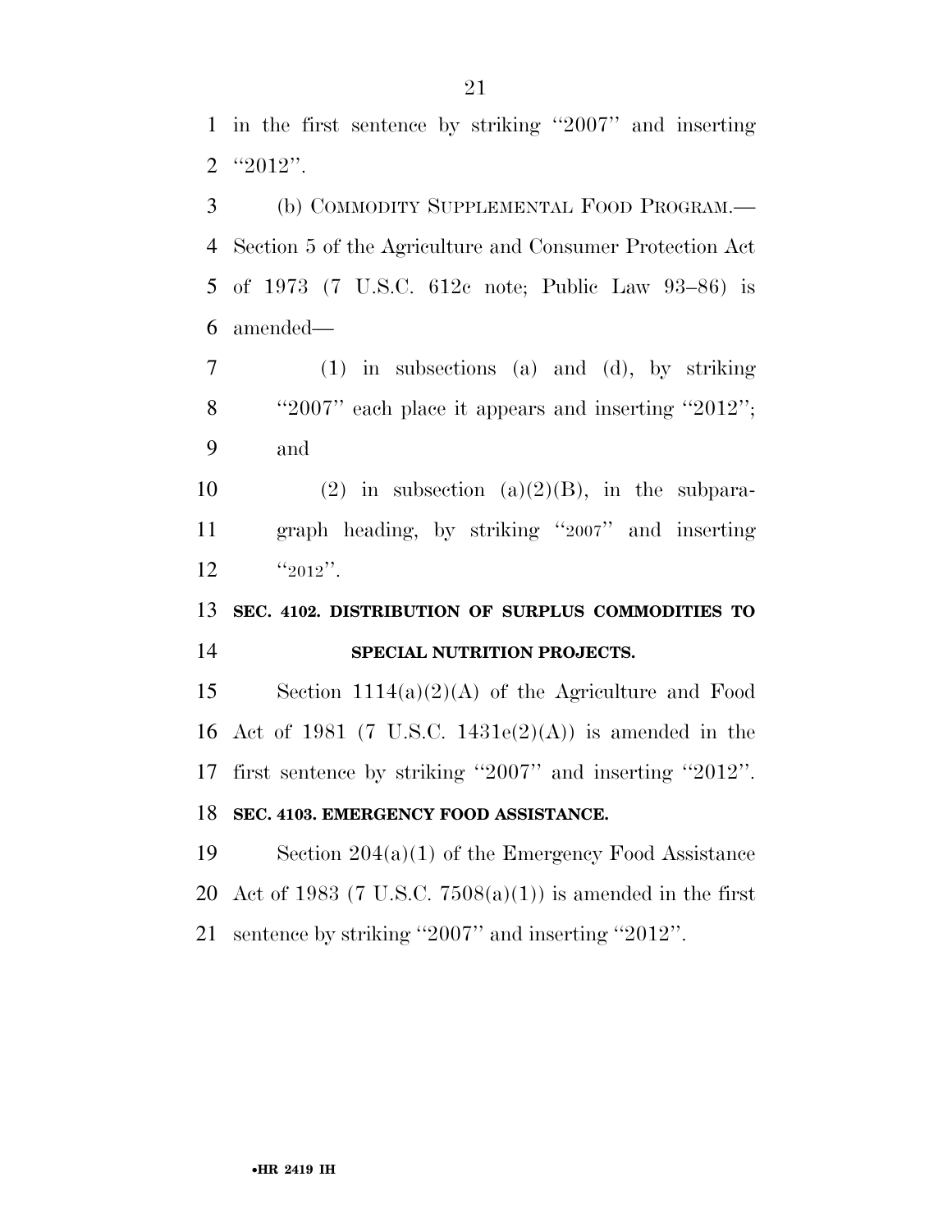in the first sentence by striking ''2007'' and inserting ''2012''.

(b) COMMODITY SUPPLEMENTAL FOOD PROGRAM.—Section 5 of the Agriculture and Consumer Protection Act of 1973 (7 U.S.C. 612c note; Public Law 93–86) is amended—

(1) in subsections (a) and (d), by striking ''2007'' each place it appears and inserting ''2012''; and

(2) in subsection (a)(2)(B), in the subparagraph heading, by striking ''2007'' and inserting ''2012''.

**SEC. 4102. DISTRIBUTION OF SURPLUS COMMODITIES TO SPECIAL NUTRITION PROJECTS.**

Section 1114(a)(2)(A) of the Agriculture and Food Act of 1981 (7 U.S.C. 1431e(2)(A)) is amended in the first sentence by striking ''2007'' and inserting ''2012''.

**SEC. 4103. EMERGENCY FOOD ASSISTANCE.**

Section 204(a)(1) of the Emergency Food Assistance Act of 1983 (7 U.S.C. 7508(a)(1)) is amended in the first sentence by striking ''2007'' and inserting ''2012''.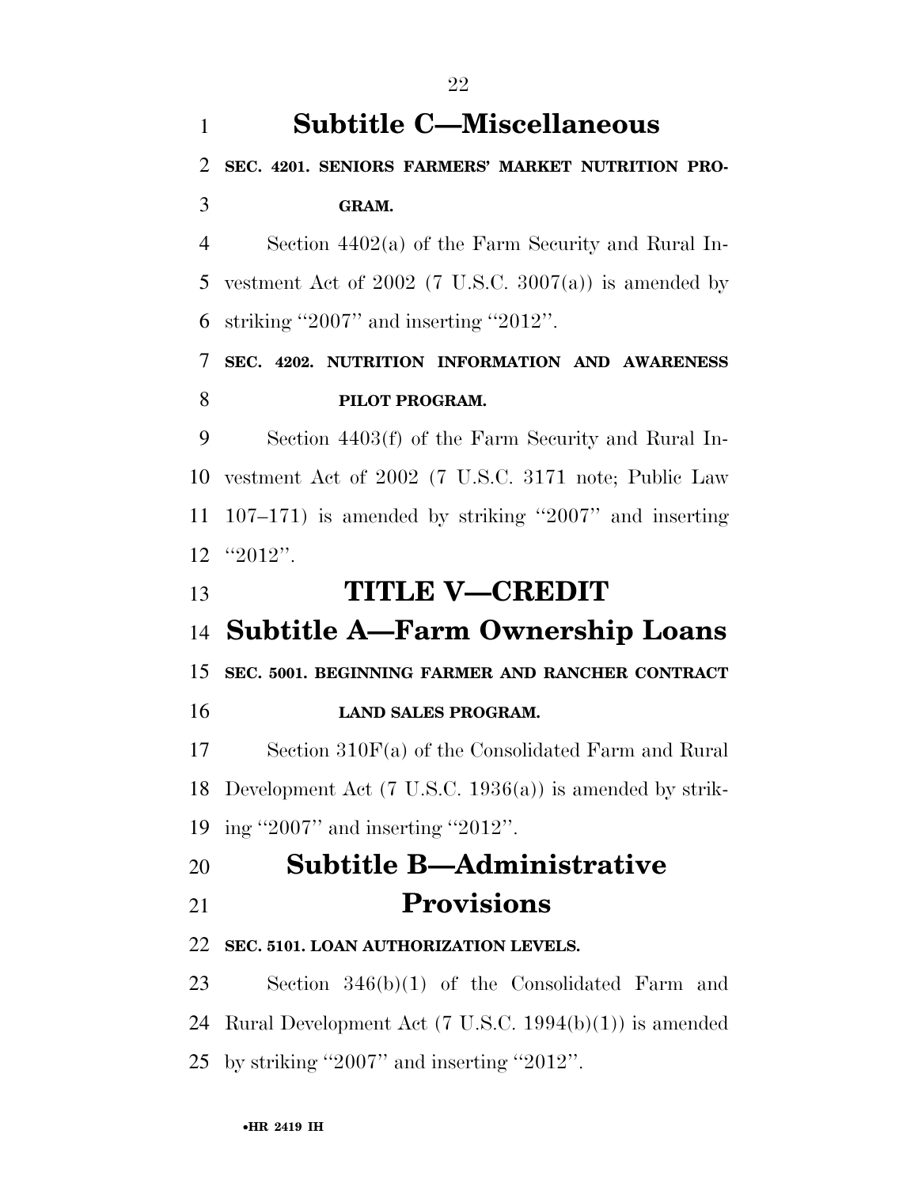## Subtitle C—Miscellaneous

**SEC. 4201. SENIORS FARMERS' MARKET NUTRITION PROGRAM.**

Section 4402(a) of the Farm Security and Rural Investment Act of 2002 (7 U.S.C. 3007(a)) is amended by striking "2007" and inserting "2012".

**SEC. 4202. NUTRITION INFORMATION AND AWARENESS PILOT PROGRAM.**

Section 4403(f) of the Farm Security and Rural Investment Act of 2002 (7 U.S.C. 3171 note; Public Law 107–171) is amended by striking "2007" and inserting "2012".

# TITLE V—CREDIT

## Subtitle A—Farm Ownership Loans

**SEC. 5001. BEGINNING FARMER AND RANCHER CONTRACT LAND SALES PROGRAM.**

Section 310F(a) of the Consolidated Farm and Rural Development Act (7 U.S.C. 1936(a)) is amended by striking "2007" and inserting "2012".

## Subtitle B—Administrative Provisions

**SEC. 5101. LOAN AUTHORIZATION LEVELS.**

Section 346(b)(1) of the Consolidated Farm and Rural Development Act (7 U.S.C. 1994(b)(1)) is amended by striking "2007" and inserting "2012".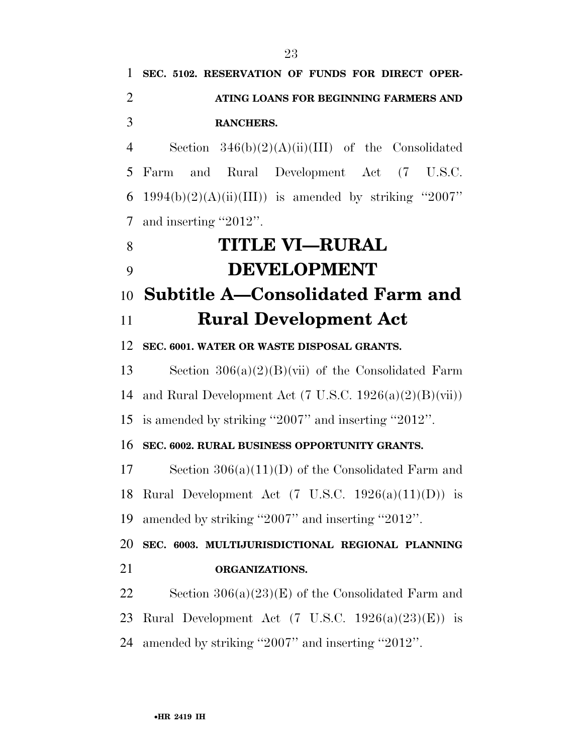**SEC. 5102. RESERVATION OF FUNDS FOR DIRECT OPERATING LOANS FOR BEGINNING FARMERS AND RANCHERS.**

Section 346(b)(2)(A)(ii)(III) of the Consolidated Farm and Rural Development Act (7 U.S.C. 1994(b)(2)(A)(ii)(III)) is amended by striking "2007" and inserting "2012".

# TITLE VI—RURAL DEVELOPMENT

## Subtitle A—Consolidated Farm and Rural Development Act

**SEC. 6001. WATER OR WASTE DISPOSAL GRANTS.**

Section 306(a)(2)(B)(vii) of the Consolidated Farm and Rural Development Act (7 U.S.C. 1926(a)(2)(B)(vii)) is amended by striking "2007" and inserting "2012".

**SEC. 6002. RURAL BUSINESS OPPORTUNITY GRANTS.**

Section 306(a)(11)(D) of the Consolidated Farm and Rural Development Act (7 U.S.C. 1926(a)(11)(D)) is amended by striking "2007" and inserting "2012".

**SEC. 6003. MULTIJURISDICTIONAL REGIONAL PLANNING ORGANIZATIONS.**

Section 306(a)(23)(E) of the Consolidated Farm and Rural Development Act (7 U.S.C. 1926(a)(23)(E)) is amended by striking "2007" and inserting "2012".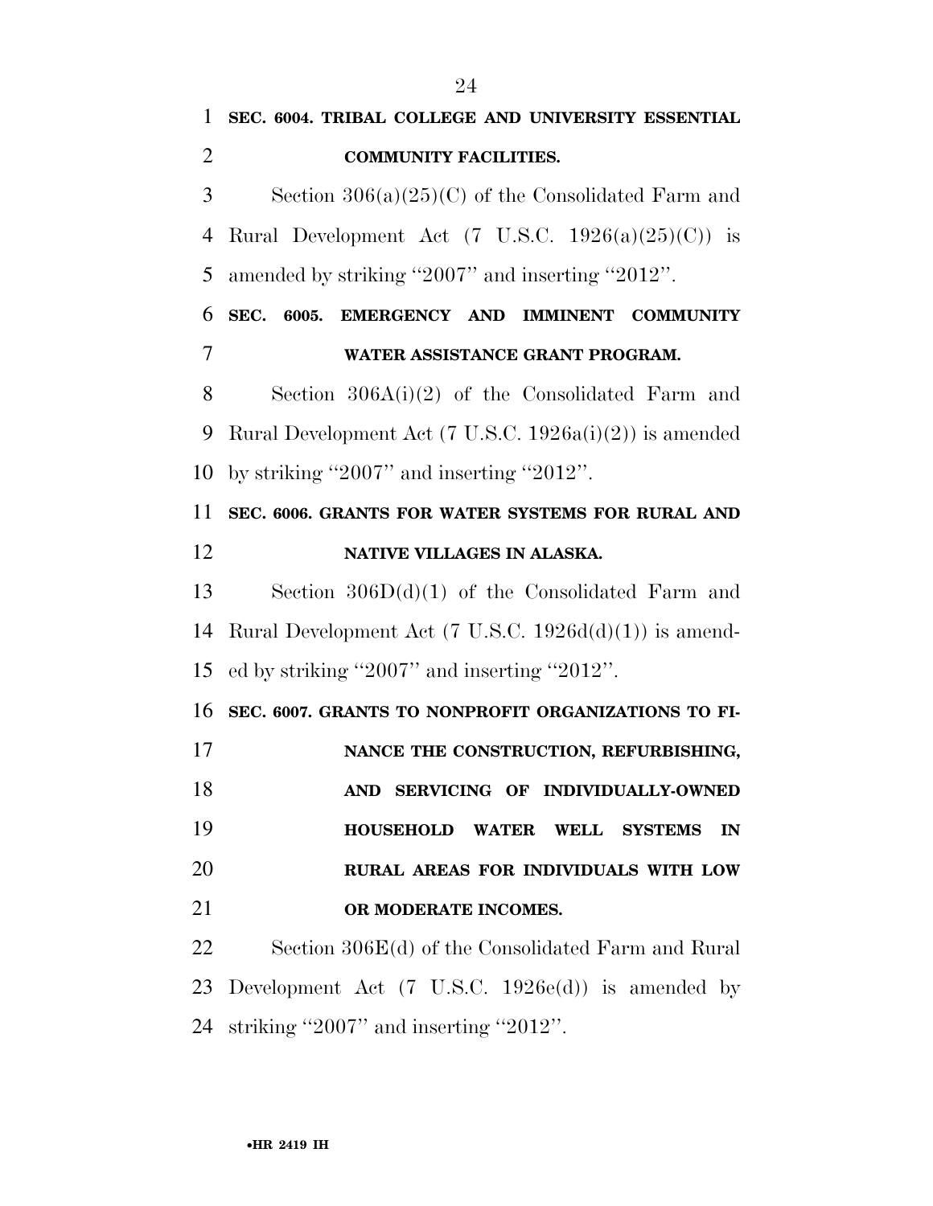**SEC. 6004. TRIBAL COLLEGE AND UNIVERSITY ESSENTIAL COMMUNITY FACILITIES.**

Section 306(a)(25)(C) of the Consolidated Farm and Rural Development Act (7 U.S.C. 1926(a)(25)(C)) is amended by striking "2007" and inserting "2012".

**SEC. 6005. EMERGENCY AND IMMINENT COMMUNITY WATER ASSISTANCE GRANT PROGRAM.**

Section 306A(i)(2) of the Consolidated Farm and Rural Development Act (7 U.S.C. 1926a(i)(2)) is amended by striking "2007" and inserting "2012".

**SEC. 6006. GRANTS FOR WATER SYSTEMS FOR RURAL AND NATIVE VILLAGES IN ALASKA.**

Section 306D(d)(1) of the Consolidated Farm and Rural Development Act (7 U.S.C. 1926d(d)(1)) is amended by striking "2007" and inserting "2012".

**SEC. 6007. GRANTS TO NONPROFIT ORGANIZATIONS TO FINANCE THE CONSTRUCTION, REFURBISHING, AND SERVICING OF INDIVIDUALLY-OWNED HOUSEHOLD WATER WELL SYSTEMS IN RURAL AREAS FOR INDIVIDUALS WITH LOW OR MODERATE INCOMES.**

Section 306E(d) of the Consolidated Farm and Rural Development Act (7 U.S.C. 1926e(d)) is amended by striking "2007" and inserting "2012".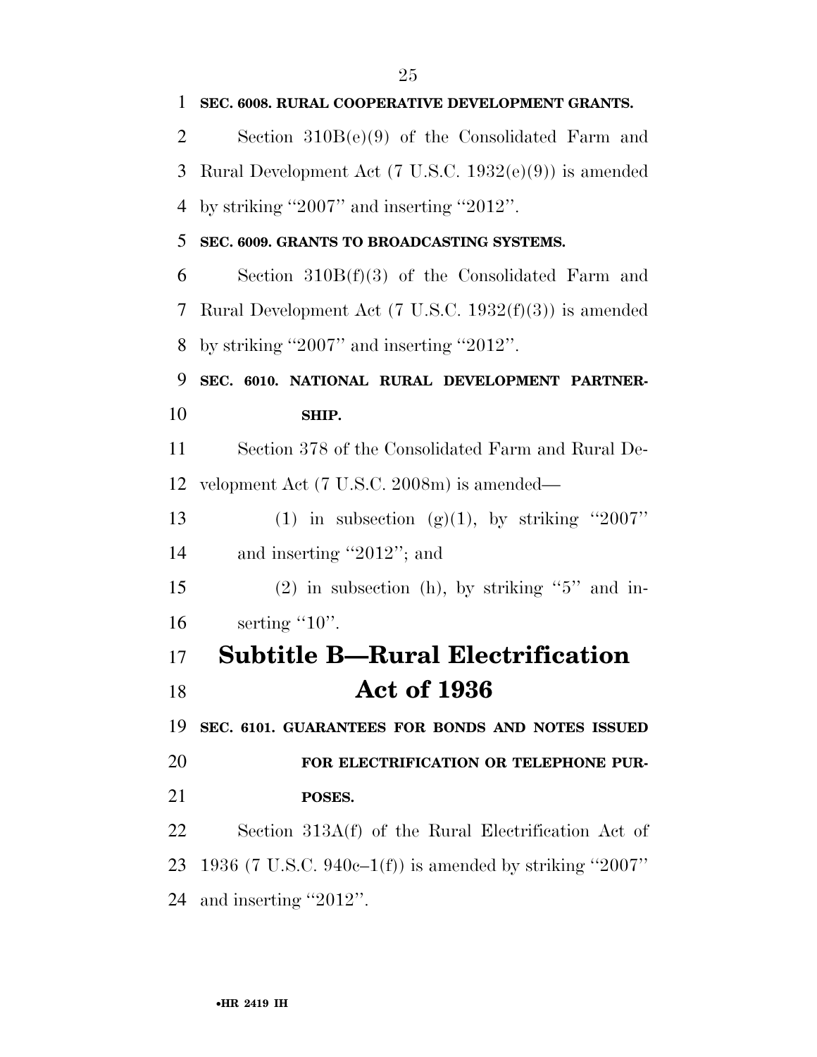**SEC. 6008. RURAL COOPERATIVE DEVELOPMENT GRANTS.**

Section 310B(e)(9) of the Consolidated Farm and Rural Development Act (7 U.S.C. 1932(e)(9)) is amended by striking "2007" and inserting "2012".

**SEC. 6009. GRANTS TO BROADCASTING SYSTEMS.**

Section 310B(f)(3) of the Consolidated Farm and Rural Development Act (7 U.S.C. 1932(f)(3)) is amended by striking "2007" and inserting "2012".

**SEC. 6010. NATIONAL RURAL DEVELOPMENT PARTNERSHIP.**

Section 378 of the Consolidated Farm and Rural Development Act (7 U.S.C. 2008m) is amended—

(1) in subsection (g)(1), by striking "2007" and inserting "2012"; and

(2) in subsection (h), by striking "5" and inserting "10".

## Subtitle B—Rural Electrification Act of 1936

**SEC. 6101. GUARANTEES FOR BONDS AND NOTES ISSUED FOR ELECTRIFICATION OR TELEPHONE PURPOSES.**

Section 313A(f) of the Rural Electrification Act of 1936 (7 U.S.C. 940c–1(f)) is amended by striking "2007" and inserting "2012".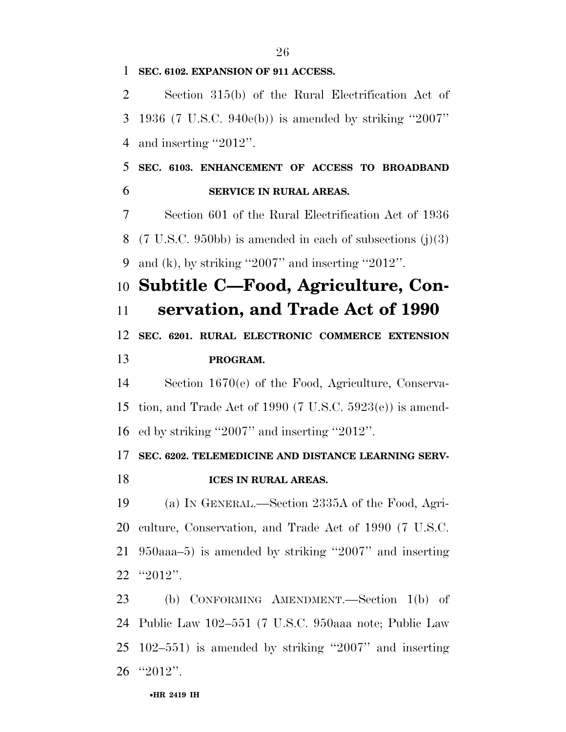**SEC. 6102. EXPANSION OF 911 ACCESS.**

Section 315(b) of the Rural Electrification Act of 1936 (7 U.S.C. 940e(b)) is amended by striking ''2007'' and inserting ''2012''.

**SEC. 6103. ENHANCEMENT OF ACCESS TO BROADBAND SERVICE IN RURAL AREAS.**

Section 601 of the Rural Electrification Act of 1936 (7 U.S.C. 950bb) is amended in each of subsections (j)(3) and (k), by striking ''2007'' and inserting ''2012''.

# Subtitle C—Food, Agriculture, Conservation, and Trade Act of 1990

**SEC. 6201. RURAL ELECTRONIC COMMERCE EXTENSION PROGRAM.**

Section 1670(e) of the Food, Agriculture, Conservation, and Trade Act of 1990 (7 U.S.C. 5923(e)) is amended by striking ''2007'' and inserting ''2012''.

**SEC. 6202. TELEMEDICINE AND DISTANCE LEARNING SERVICES IN RURAL AREAS.**

(a) IN GENERAL.—Section 2335A of the Food, Agriculture, Conservation, and Trade Act of 1990 (7 U.S.C. 950aaa–5) is amended by striking ''2007'' and inserting ''2012''.

(b) CONFORMING AMENDMENT.—Section 1(b) of Public Law 102–551 (7 U.S.C. 950aaa note; Public Law 102–551) is amended by striking ''2007'' and inserting ''2012''.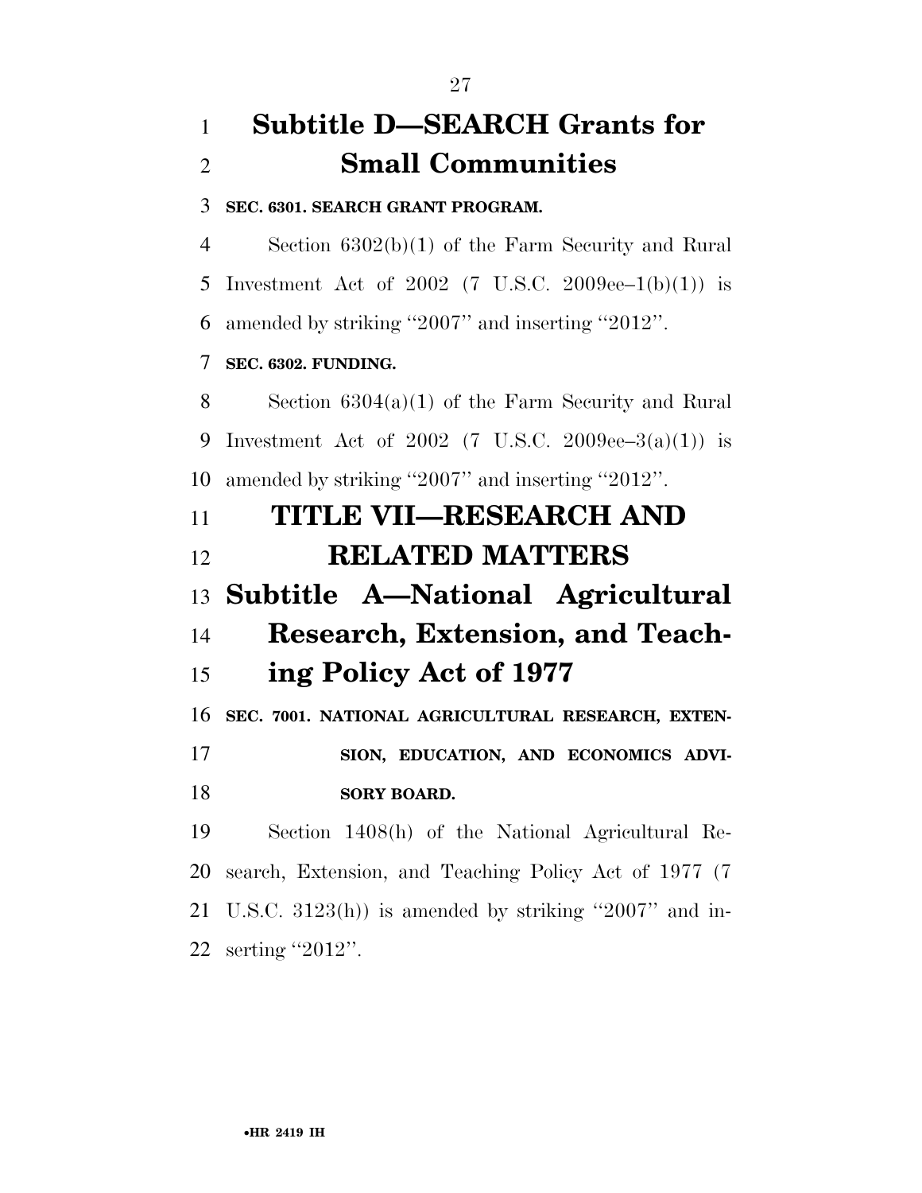## Subtitle D—SEARCH Grants for Small Communities

**SEC. 6301. SEARCH GRANT PROGRAM.**

Section 6302(b)(1) of the Farm Security and Rural Investment Act of 2002 (7 U.S.C. 2009ee–1(b)(1)) is amended by striking ''2007'' and inserting ''2012''.

**SEC. 6302. FUNDING.**

Section 6304(a)(1) of the Farm Security and Rural Investment Act of 2002 (7 U.S.C. 2009ee–3(a)(1)) is amended by striking ''2007'' and inserting ''2012''.

# TITLE VII—RESEARCH AND RELATED MATTERS

## Subtitle A—National Agricultural Research, Extension, and Teaching Policy Act of 1977

**SEC. 7001. NATIONAL AGRICULTURAL RESEARCH, EXTENSION, EDUCATION, AND ECONOMICS ADVISORY BOARD.**

Section 1408(h) of the National Agricultural Research, Extension, and Teaching Policy Act of 1977 (7 U.S.C. 3123(h)) is amended by striking ''2007'' and inserting ''2012''.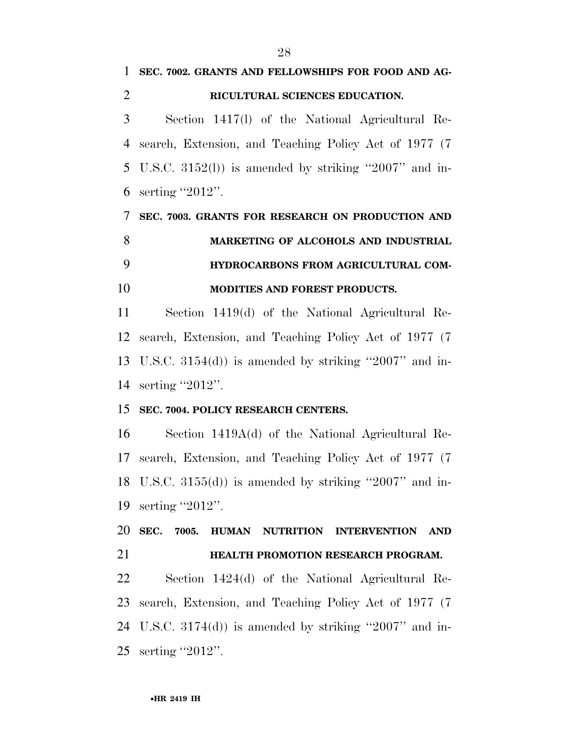**SEC. 7002. GRANTS AND FELLOWSHIPS FOR FOOD AND AGRICULTURAL SCIENCES EDUCATION.**

Section 1417(l) of the National Agricultural Research, Extension, and Teaching Policy Act of 1977 (7 U.S.C. 3152(l)) is amended by striking "2007" and inserting "2012".

**SEC. 7003. GRANTS FOR RESEARCH ON PRODUCTION AND MARKETING OF ALCOHOLS AND INDUSTRIAL HYDROCARBONS FROM AGRICULTURAL COMMODITIES AND FOREST PRODUCTS.**

Section 1419(d) of the National Agricultural Research, Extension, and Teaching Policy Act of 1977 (7 U.S.C. 3154(d)) is amended by striking "2007" and inserting "2012".

**SEC. 7004. POLICY RESEARCH CENTERS.**

Section 1419A(d) of the National Agricultural Research, Extension, and Teaching Policy Act of 1977 (7 U.S.C. 3155(d)) is amended by striking "2007" and inserting "2012".

**SEC. 7005. HUMAN NUTRITION INTERVENTION AND HEALTH PROMOTION RESEARCH PROGRAM.**

Section 1424(d) of the National Agricultural Research, Extension, and Teaching Policy Act of 1977 (7 U.S.C. 3174(d)) is amended by striking "2007" and inserting "2012".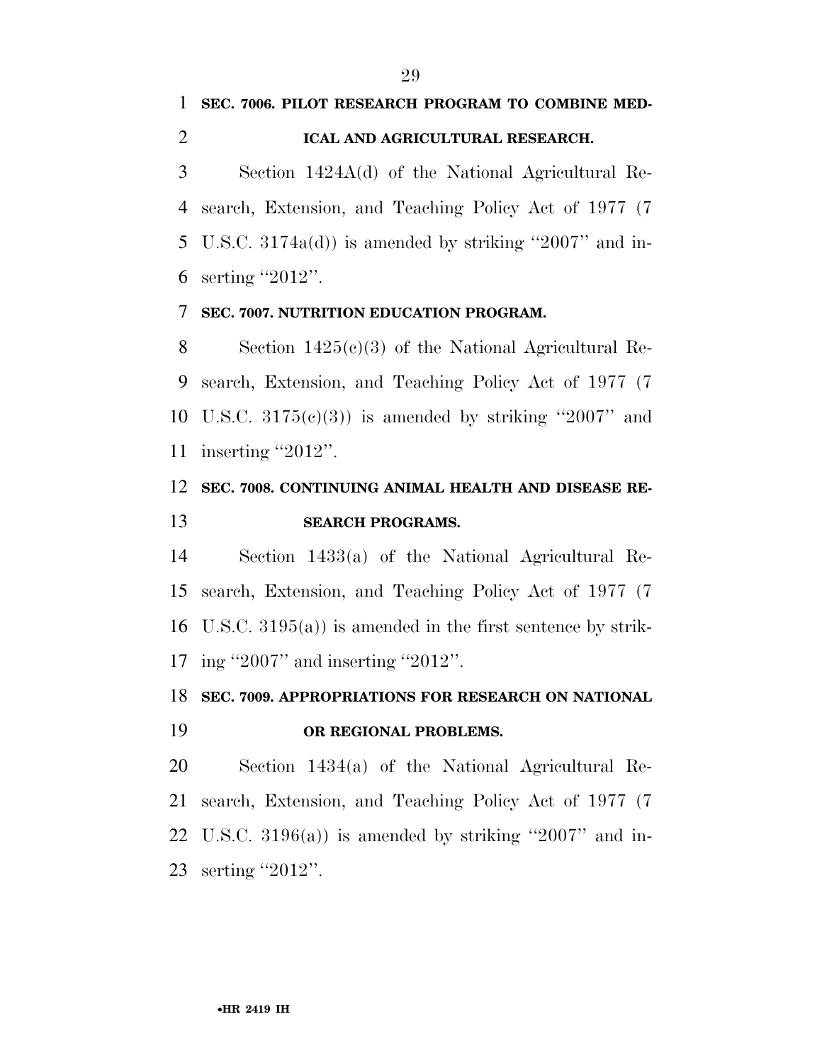**SEC. 7006. PILOT RESEARCH PROGRAM TO COMBINE MEDICAL AND AGRICULTURAL RESEARCH.**

Section 1424A(d) of the National Agricultural Research, Extension, and Teaching Policy Act of 1977 (7 U.S.C. 3174a(d)) is amended by striking ''2007'' and inserting ''2012''.

**SEC. 7007. NUTRITION EDUCATION PROGRAM.**

Section 1425(c)(3) of the National Agricultural Research, Extension, and Teaching Policy Act of 1977 (7 U.S.C. 3175(c)(3)) is amended by striking ''2007'' and inserting ''2012''.

**SEC. 7008. CONTINUING ANIMAL HEALTH AND DISEASE RESEARCH PROGRAMS.**

Section 1433(a) of the National Agricultural Research, Extension, and Teaching Policy Act of 1977 (7 U.S.C. 3195(a)) is amended in the first sentence by striking ''2007'' and inserting ''2012''.

**SEC. 7009. APPROPRIATIONS FOR RESEARCH ON NATIONAL OR REGIONAL PROBLEMS.**

Section 1434(a) of the National Agricultural Research, Extension, and Teaching Policy Act of 1977 (7 U.S.C. 3196(a)) is amended by striking ''2007'' and inserting ''2012''.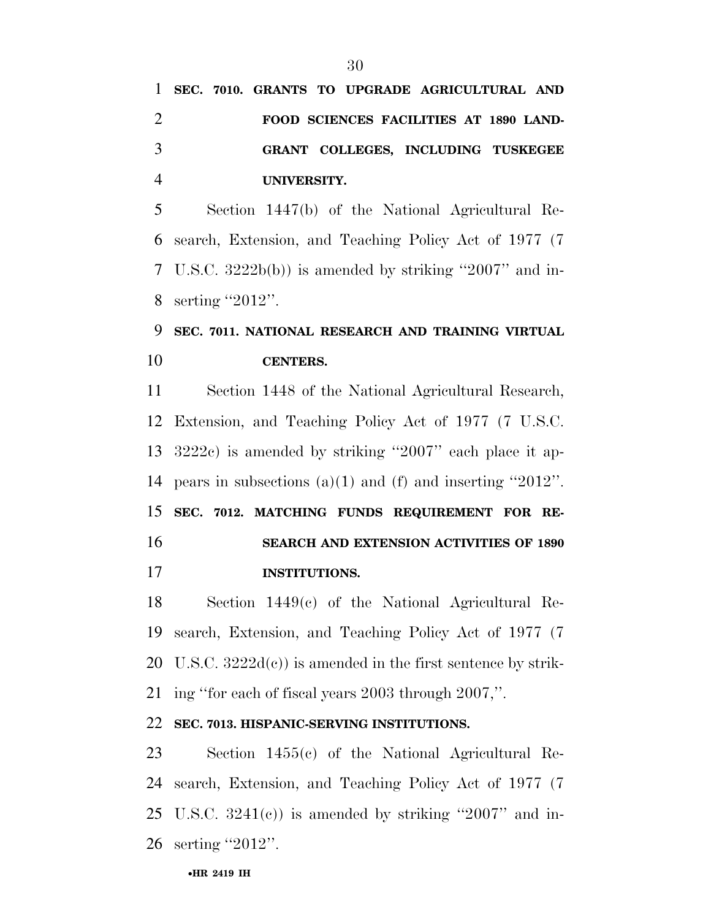**SEC. 7010. GRANTS TO UPGRADE AGRICULTURAL AND FOOD SCIENCES FACILITIES AT 1890 LAND-GRANT COLLEGES, INCLUDING TUSKEGEE UNIVERSITY.**

Section 1447(b) of the National Agricultural Research, Extension, and Teaching Policy Act of 1977 (7 U.S.C. 3222b(b)) is amended by striking "2007" and inserting "2012".

**SEC. 7011. NATIONAL RESEARCH AND TRAINING VIRTUAL CENTERS.**

Section 1448 of the National Agricultural Research, Extension, and Teaching Policy Act of 1977 (7 U.S.C. 3222c) is amended by striking "2007" each place it appears in subsections (a)(1) and (f) and inserting "2012".

**SEC. 7012. MATCHING FUNDS REQUIREMENT FOR RESEARCH AND EXTENSION ACTIVITIES OF 1890 INSTITUTIONS.**

Section 1449(c) of the National Agricultural Research, Extension, and Teaching Policy Act of 1977 (7 U.S.C. 3222d(c)) is amended in the first sentence by striking "for each of fiscal years 2003 through 2007,".

**SEC. 7013. HISPANIC-SERVING INSTITUTIONS.**

Section 1455(c) of the National Agricultural Research, Extension, and Teaching Policy Act of 1977 (7 U.S.C. 3241(c)) is amended by striking "2007" and inserting "2012".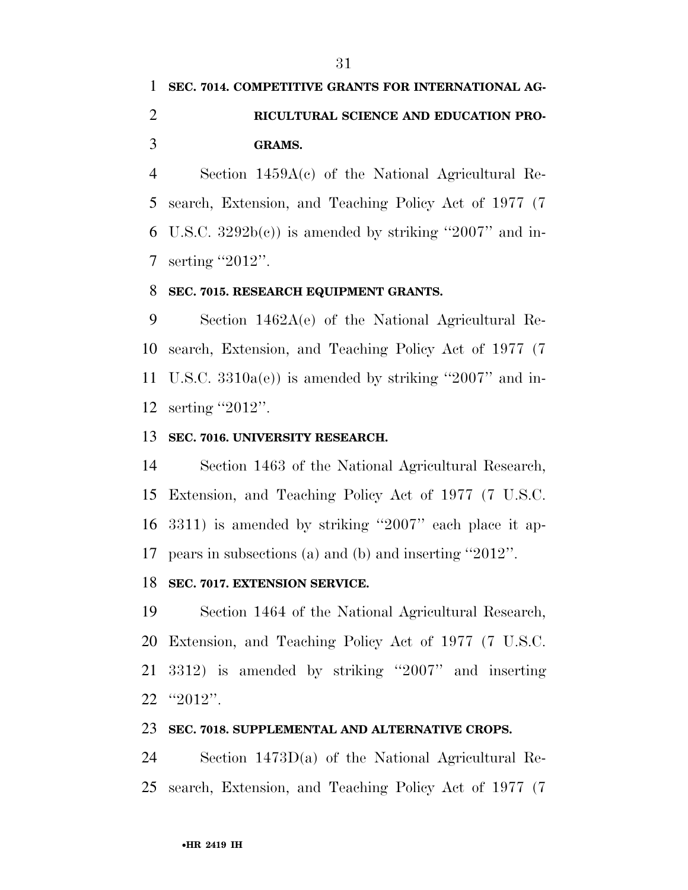**SEC. 7014. COMPETITIVE GRANTS FOR INTERNATIONAL AGRICULTURAL SCIENCE AND EDUCATION PROGRAMS.**

Section 1459A(c) of the National Agricultural Research, Extension, and Teaching Policy Act of 1977 (7 U.S.C. 3292b(c)) is amended by striking ''2007'' and inserting ''2012''.

**SEC. 7015. RESEARCH EQUIPMENT GRANTS.**

Section 1462A(e) of the National Agricultural Research, Extension, and Teaching Policy Act of 1977 (7 U.S.C. 3310a(e)) is amended by striking ''2007'' and inserting ''2012''.

**SEC. 7016. UNIVERSITY RESEARCH.**

Section 1463 of the National Agricultural Research, Extension, and Teaching Policy Act of 1977 (7 U.S.C. 3311) is amended by striking ''2007'' each place it appears in subsections (a) and (b) and inserting ''2012''.

**SEC. 7017. EXTENSION SERVICE.**

Section 1464 of the National Agricultural Research, Extension, and Teaching Policy Act of 1977 (7 U.S.C. 3312) is amended by striking ''2007'' and inserting ''2012''.

**SEC. 7018. SUPPLEMENTAL AND ALTERNATIVE CROPS.**

Section 1473D(a) of the National Agricultural Research, Extension, and Teaching Policy Act of 1977 (7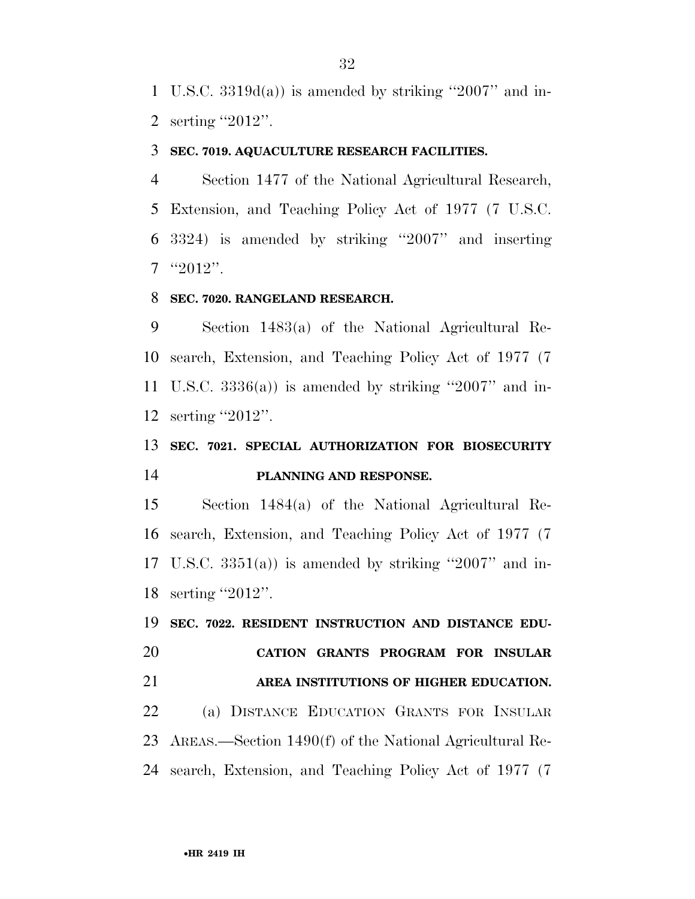U.S.C. 3319d(a)) is amended by striking ''2007'' and inserting ''2012''.

**SEC. 7019. AQUACULTURE RESEARCH FACILITIES.**

Section 1477 of the National Agricultural Research, Extension, and Teaching Policy Act of 1977 (7 U.S.C. 3324) is amended by striking ''2007'' and inserting ''2012''.

**SEC. 7020. RANGELAND RESEARCH.**

Section 1483(a) of the National Agricultural Research, Extension, and Teaching Policy Act of 1977 (7 U.S.C. 3336(a)) is amended by striking ''2007'' and inserting ''2012''.

**SEC. 7021. SPECIAL AUTHORIZATION FOR BIOSECURITY PLANNING AND RESPONSE.**

Section 1484(a) of the National Agricultural Research, Extension, and Teaching Policy Act of 1977 (7 U.S.C. 3351(a)) is amended by striking ''2007'' and inserting ''2012''.

**SEC. 7022. RESIDENT INSTRUCTION AND DISTANCE EDUCATION GRANTS PROGRAM FOR INSULAR AREA INSTITUTIONS OF HIGHER EDUCATION.**

(a) DISTANCE EDUCATION GRANTS FOR INSULAR AREAS.—Section 1490(f) of the National Agricultural Research, Extension, and Teaching Policy Act of 1977 (7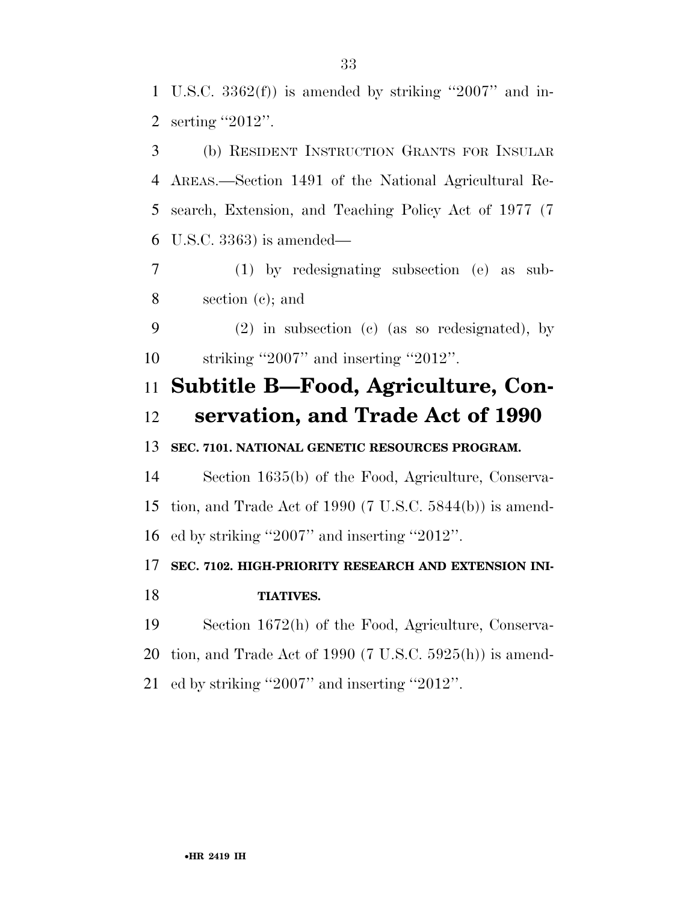U.S.C. 3362(f)) is amended by striking ''2007'' and inserting ''2012''.

(b) RESIDENT INSTRUCTION GRANTS FOR INSULAR AREAS.—Section 1491 of the National Agricultural Research, Extension, and Teaching Policy Act of 1977 (7 U.S.C. 3363) is amended—

(1) by redesignating subsection (e) as subsection (c); and

(2) in subsection (c) (as so redesignated), by striking ''2007'' and inserting ''2012''.

## Subtitle B—Food, Agriculture, Conservation, and Trade Act of 1990

**SEC. 7101. NATIONAL GENETIC RESOURCES PROGRAM.**

Section 1635(b) of the Food, Agriculture, Conservation, and Trade Act of 1990 (7 U.S.C. 5844(b)) is amended by striking ''2007'' and inserting ''2012''.

**SEC. 7102. HIGH-PRIORITY RESEARCH AND EXTENSION INITIATIVES.**

Section 1672(h) of the Food, Agriculture, Conservation, and Trade Act of 1990 (7 U.S.C. 5925(h)) is amended by striking ''2007'' and inserting ''2012''.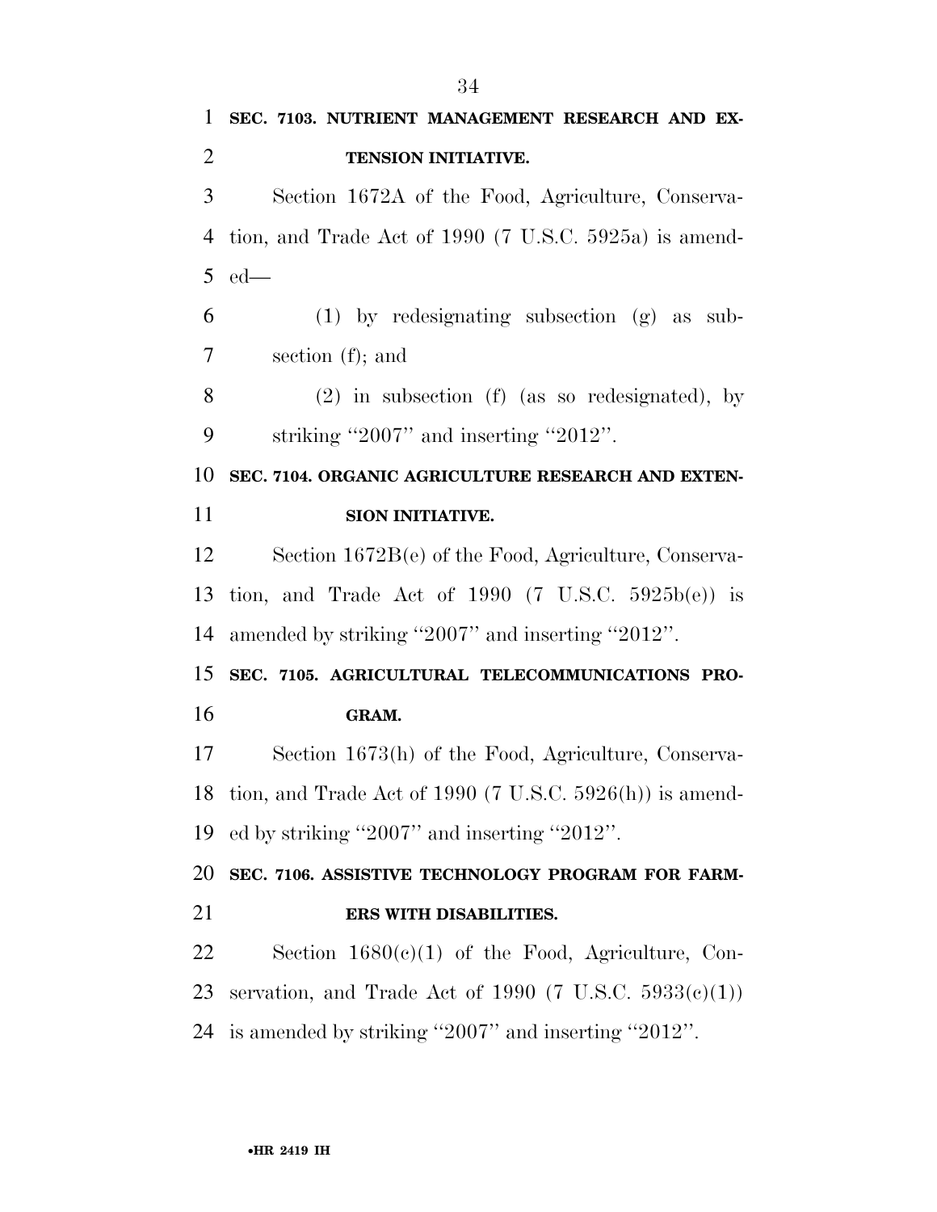**SEC. 7103. NUTRIENT MANAGEMENT RESEARCH AND EXTENSION INITIATIVE.**

Section 1672A of the Food, Agriculture, Conservation, and Trade Act of 1990 (7 U.S.C. 5925a) is amended—

(1) by redesignating subsection (g) as subsection (f); and

(2) in subsection (f) (as so redesignated), by striking ''2007'' and inserting ''2012''.

**SEC. 7104. ORGANIC AGRICULTURE RESEARCH AND EXTENSION INITIATIVE.**

Section 1672B(e) of the Food, Agriculture, Conservation, and Trade Act of 1990 (7 U.S.C. 5925b(e)) is amended by striking ''2007'' and inserting ''2012''.

**SEC. 7105. AGRICULTURAL TELECOMMUNICATIONS PROGRAM.**

Section 1673(h) of the Food, Agriculture, Conservation, and Trade Act of 1990 (7 U.S.C. 5926(h)) is amended by striking ''2007'' and inserting ''2012''.

**SEC. 7106. ASSISTIVE TECHNOLOGY PROGRAM FOR FARMERS WITH DISABILITIES.**

Section 1680(c)(1) of the Food, Agriculture, Conservation, and Trade Act of 1990 (7 U.S.C. 5933(c)(1)) is amended by striking ''2007'' and inserting ''2012''.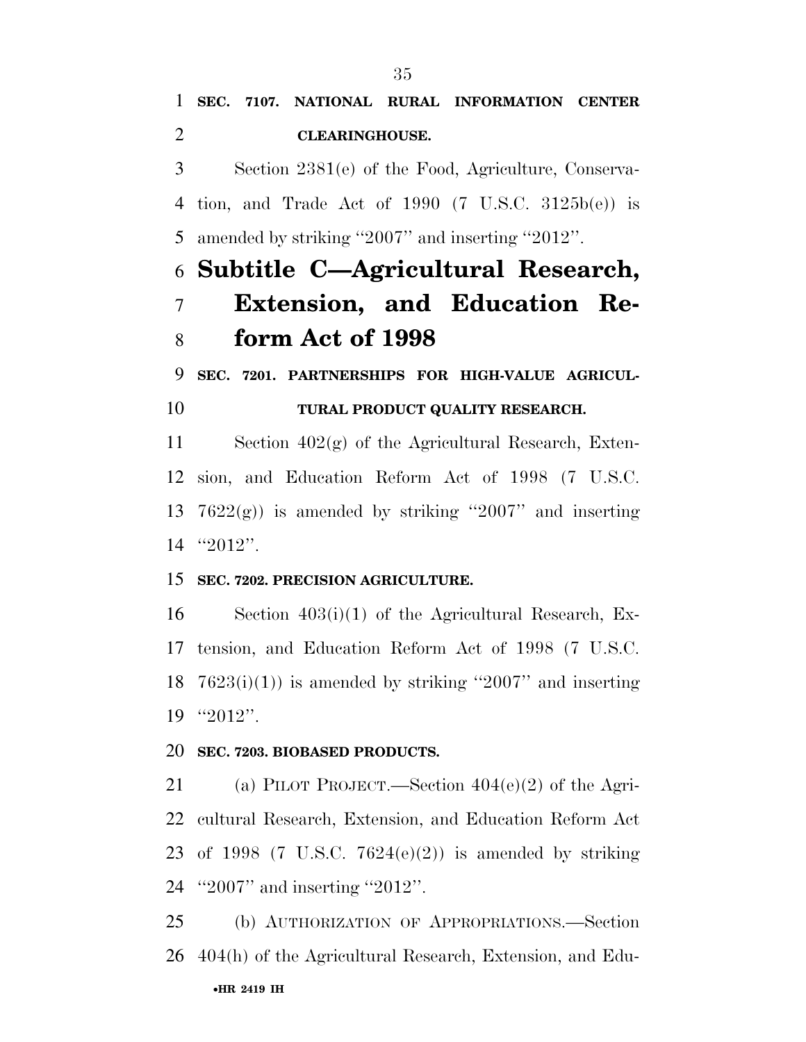**SEC. 7107. NATIONAL RURAL INFORMATION CENTER CLEARINGHOUSE.**

Section 2381(e) of the Food, Agriculture, Conservation, and Trade Act of 1990 (7 U.S.C. 3125b(e)) is amended by striking ''2007'' and inserting ''2012''.

# Subtitle C—Agricultural Research, Extension, and Education Reform Act of 1998

**SEC. 7201. PARTNERSHIPS FOR HIGH-VALUE AGRICULTURAL PRODUCT QUALITY RESEARCH.**

Section 402(g) of the Agricultural Research, Extension, and Education Reform Act of 1998 (7 U.S.C. 7622(g)) is amended by striking ''2007'' and inserting ''2012''.

**SEC. 7202. PRECISION AGRICULTURE.**

Section 403(i)(1) of the Agricultural Research, Extension, and Education Reform Act of 1998 (7 U.S.C. 7623(i)(1)) is amended by striking ''2007'' and inserting ''2012''.

**SEC. 7203. BIOBASED PRODUCTS.**

(a) PILOT PROJECT.—Section 404(e)(2) of the Agricultural Research, Extension, and Education Reform Act of 1998 (7 U.S.C. 7624(e)(2)) is amended by striking ''2007'' and inserting ''2012''.

(b) AUTHORIZATION OF APPROPRIATIONS.—Section 404(h) of the Agricultural Research, Extension, and Edu-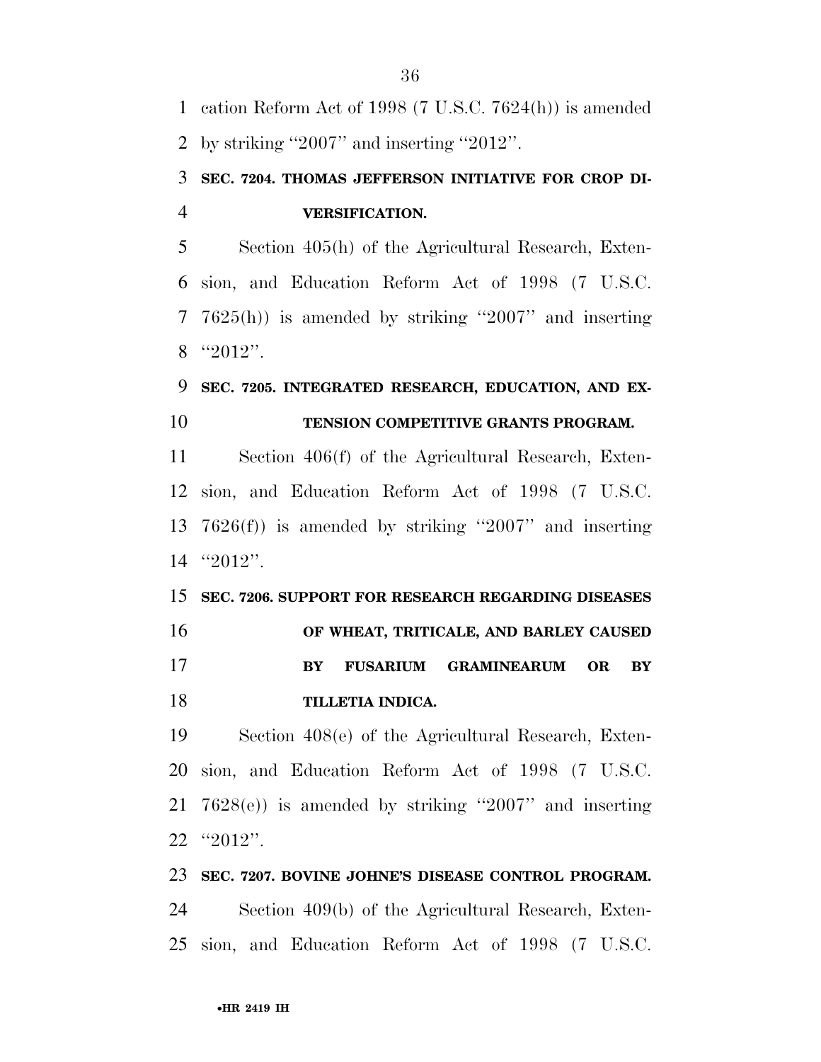cation Reform Act of 1998 (7 U.S.C. 7624(h)) is amended by striking ''2007'' and inserting ''2012''.

**SEC. 7204. THOMAS JEFFERSON INITIATIVE FOR CROP DIVERSIFICATION.**

Section 405(h) of the Agricultural Research, Extension, and Education Reform Act of 1998 (7 U.S.C. 7625(h)) is amended by striking ''2007'' and inserting ''2012''.

**SEC. 7205. INTEGRATED RESEARCH, EDUCATION, AND EXTENSION COMPETITIVE GRANTS PROGRAM.**

Section 406(f) of the Agricultural Research, Extension, and Education Reform Act of 1998 (7 U.S.C. 7626(f)) is amended by striking ''2007'' and inserting ''2012''.

**SEC. 7206. SUPPORT FOR RESEARCH REGARDING DISEASES OF WHEAT, TRITICALE, AND BARLEY CAUSED BY FUSARIUM GRAMINEARUM OR BY TILLETIA INDICA.**

Section 408(e) of the Agricultural Research, Extension, and Education Reform Act of 1998 (7 U.S.C. 7628(e)) is amended by striking ''2007'' and inserting ''2012''.

**SEC. 7207. BOVINE JOHNE'S DISEASE CONTROL PROGRAM.**

Section 409(b) of the Agricultural Research, Extension, and Education Reform Act of 1998 (7 U.S.C.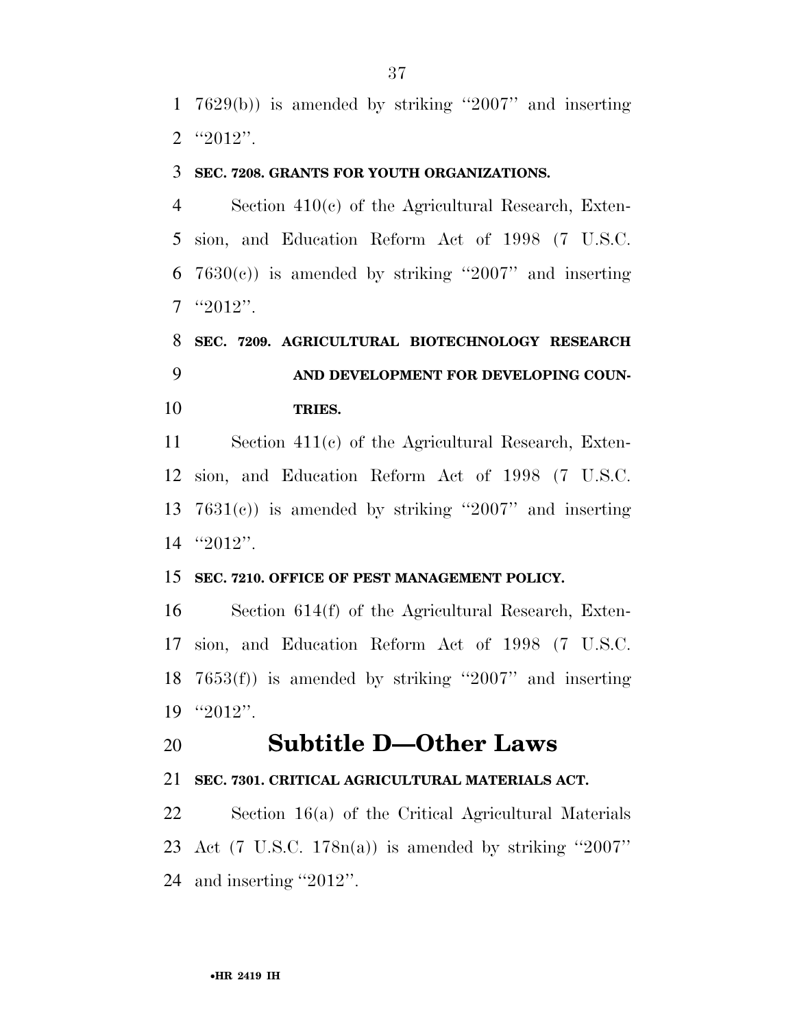7629(b)) is amended by striking "2007" and inserting "2012".

**SEC. 7208. GRANTS FOR YOUTH ORGANIZATIONS.**

Section 410(c) of the Agricultural Research, Extension, and Education Reform Act of 1998 (7 U.S.C. 7630(c)) is amended by striking "2007" and inserting "2012".

**SEC. 7209. AGRICULTURAL BIOTECHNOLOGY RESEARCH AND DEVELOPMENT FOR DEVELOPING COUNTRIES.**

Section 411(c) of the Agricultural Research, Extension, and Education Reform Act of 1998 (7 U.S.C. 7631(c)) is amended by striking "2007" and inserting "2012".

**SEC. 7210. OFFICE OF PEST MANAGEMENT POLICY.**

Section 614(f) of the Agricultural Research, Extension, and Education Reform Act of 1998 (7 U.S.C. 7653(f)) is amended by striking "2007" and inserting "2012".

## Subtitle D—Other Laws

**SEC. 7301. CRITICAL AGRICULTURAL MATERIALS ACT.**

Section 16(a) of the Critical Agricultural Materials Act (7 U.S.C. 178n(a)) is amended by striking "2007" and inserting "2012".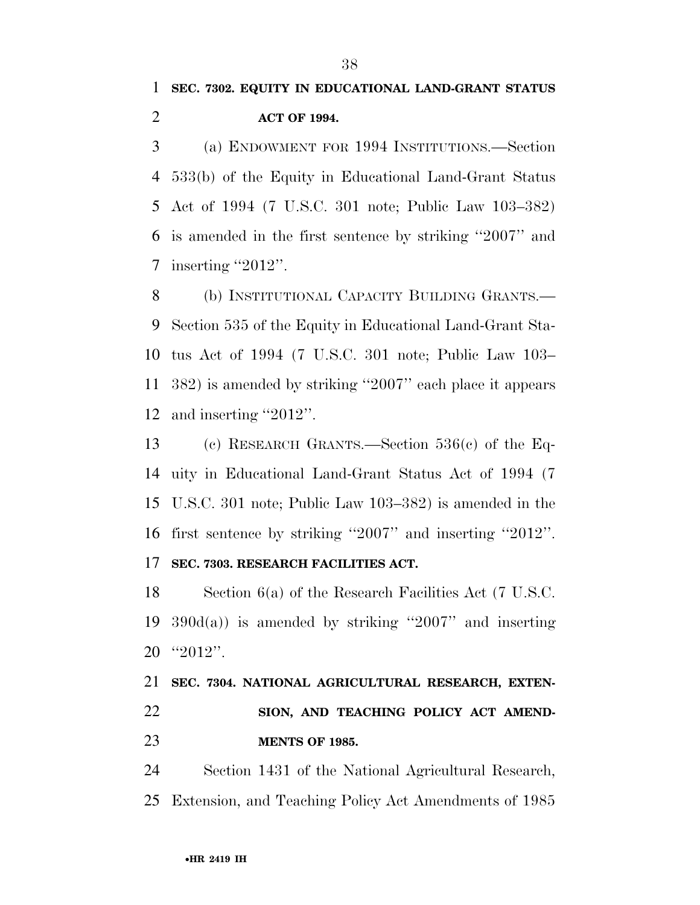**SEC. 7302. EQUITY IN EDUCATIONAL LAND-GRANT STATUS ACT OF 1994.**

(a) ENDOWMENT FOR 1994 INSTITUTIONS.—Section 533(b) of the Equity in Educational Land-Grant Status Act of 1994 (7 U.S.C. 301 note; Public Law 103–382) is amended in the first sentence by striking ''2007'' and inserting ''2012''.

(b) INSTITUTIONAL CAPACITY BUILDING GRANTS.—Section 535 of the Equity in Educational Land-Grant Status Act of 1994 (7 U.S.C. 301 note; Public Law 103–382) is amended by striking ''2007'' each place it appears and inserting ''2012''.

(c) RESEARCH GRANTS.—Section 536(c) of the Equity in Educational Land-Grant Status Act of 1994 (7 U.S.C. 301 note; Public Law 103–382) is amended in the first sentence by striking ''2007'' and inserting ''2012''.

**SEC. 7303. RESEARCH FACILITIES ACT.**

Section 6(a) of the Research Facilities Act (7 U.S.C. 390d(a)) is amended by striking ''2007'' and inserting ''2012''.

**SEC. 7304. NATIONAL AGRICULTURAL RESEARCH, EXTENSION, AND TEACHING POLICY ACT AMENDMENTS OF 1985.**

Section 1431 of the National Agricultural Research, Extension, and Teaching Policy Act Amendments of 1985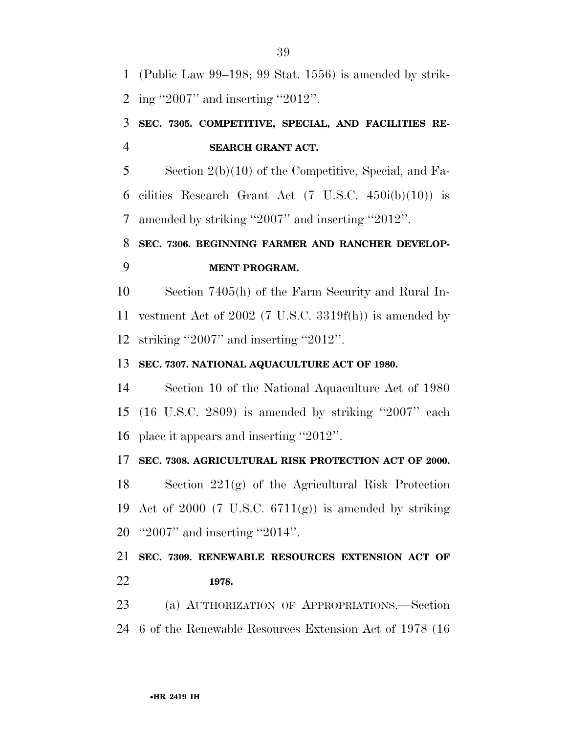(Public Law 99–198; 99 Stat. 1556) is amended by striking ''2007'' and inserting ''2012''.

**SEC. 7305. COMPETITIVE, SPECIAL, AND FACILITIES RESEARCH GRANT ACT.**

Section 2(b)(10) of the Competitive, Special, and Facilities Research Grant Act (7 U.S.C. 450i(b)(10)) is amended by striking ''2007'' and inserting ''2012''.

**SEC. 7306. BEGINNING FARMER AND RANCHER DEVELOPMENT PROGRAM.**

Section 7405(h) of the Farm Security and Rural Investment Act of 2002 (7 U.S.C. 3319f(h)) is amended by striking ''2007'' and inserting ''2012''.

**SEC. 7307. NATIONAL AQUACULTURE ACT OF 1980.**

Section 10 of the National Aquaculture Act of 1980 (16 U.S.C. 2809) is amended by striking ''2007'' each place it appears and inserting ''2012''.

**SEC. 7308. AGRICULTURAL RISK PROTECTION ACT OF 2000.**

Section 221(g) of the Agricultural Risk Protection Act of 2000 (7 U.S.C. 6711(g)) is amended by striking ''2007'' and inserting ''2014''.

**SEC. 7309. RENEWABLE RESOURCES EXTENSION ACT OF 1978.**

(a) AUTHORIZATION OF APPROPRIATIONS.—Section 6 of the Renewable Resources Extension Act of 1978 (16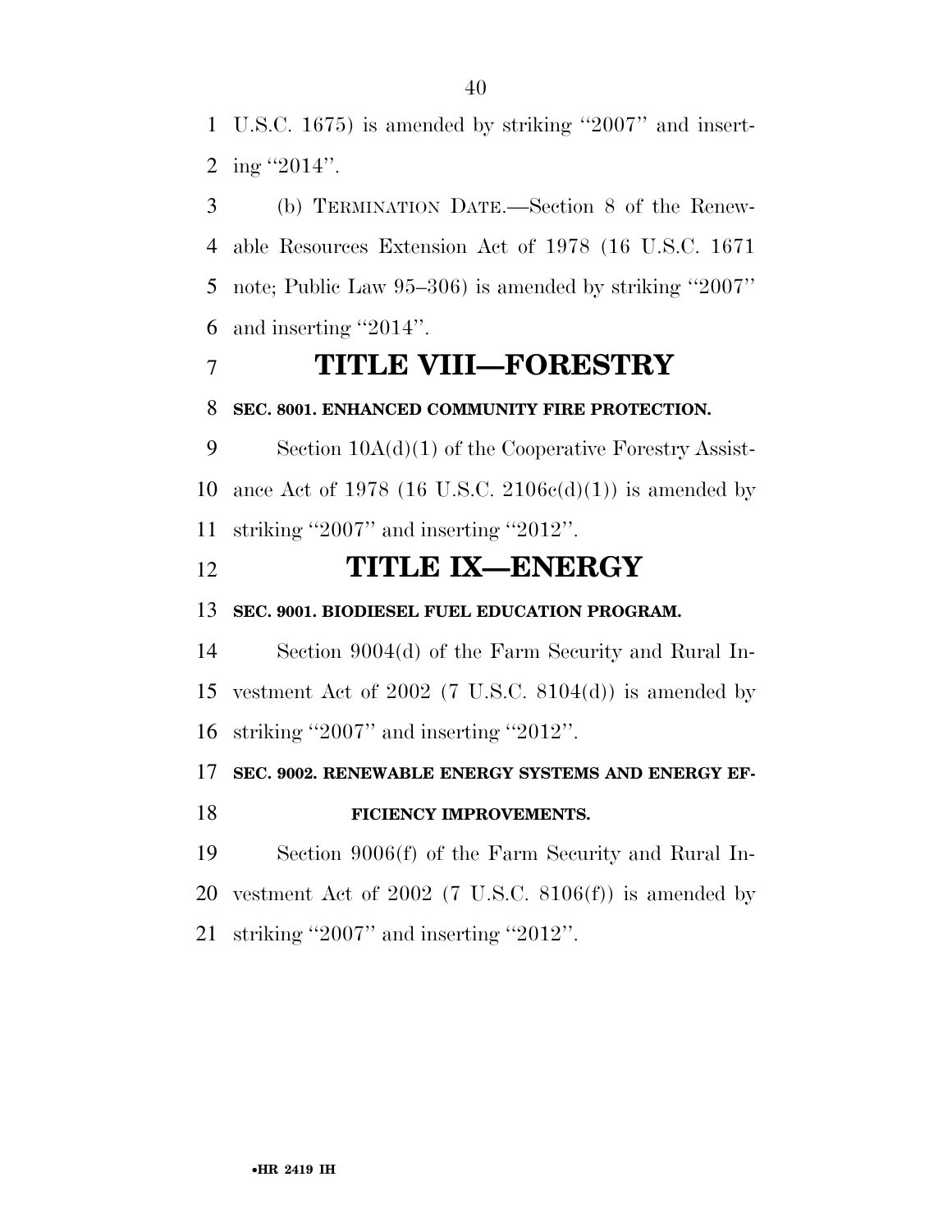U.S.C. 1675) is amended by striking ''2007'' and inserting ''2014''.

(b) TERMINATION DATE.—Section 8 of the Renewable Resources Extension Act of 1978 (16 U.S.C. 1671 note; Public Law 95–306) is amended by striking ''2007'' and inserting ''2014''.

# TITLE VIII—FORESTRY

**SEC. 8001. ENHANCED COMMUNITY FIRE PROTECTION.**

Section 10A(d)(1) of the Cooperative Forestry Assistance Act of 1978 (16 U.S.C. 2106c(d)(1)) is amended by striking ''2007'' and inserting ''2012''.

# TITLE IX—ENERGY

**SEC. 9001. BIODIESEL FUEL EDUCATION PROGRAM.**

Section 9004(d) of the Farm Security and Rural Investment Act of 2002 (7 U.S.C. 8104(d)) is amended by striking ''2007'' and inserting ''2012''.

**SEC. 9002. RENEWABLE ENERGY SYSTEMS AND ENERGY EFFICIENCY IMPROVEMENTS.**

Section 9006(f) of the Farm Security and Rural Investment Act of 2002 (7 U.S.C. 8106(f)) is amended by striking ''2007'' and inserting ''2012''.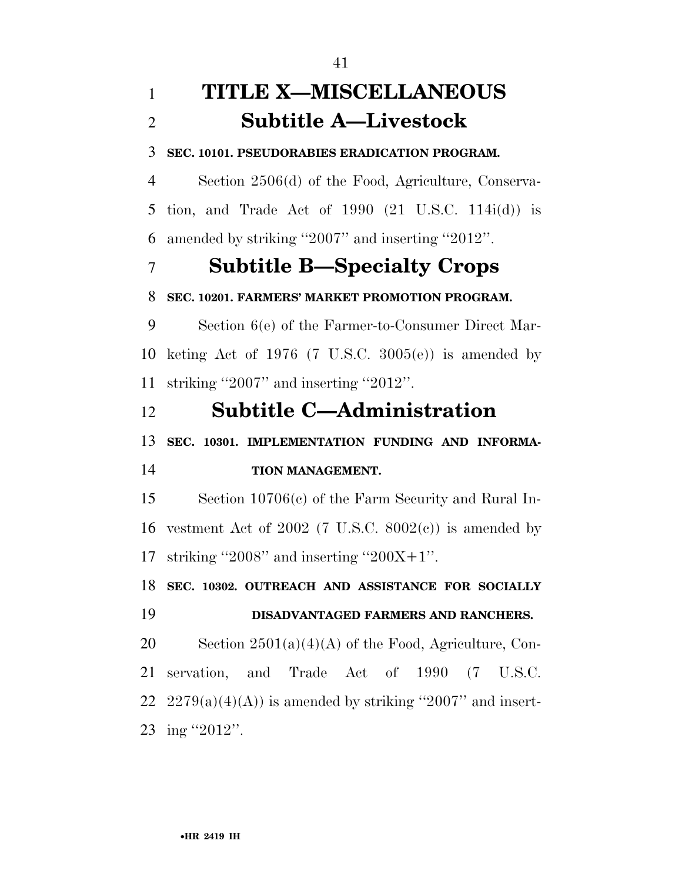# TITLE X—MISCELLANEOUS

## Subtitle A—Livestock

**SEC. 10101. PSEUDORABIES ERADICATION PROGRAM.**

Section 2506(d) of the Food, Agriculture, Conservation, and Trade Act of 1990 (21 U.S.C. 114i(d)) is amended by striking ''2007'' and inserting ''2012''.

## Subtitle B—Specialty Crops

**SEC. 10201. FARMERS' MARKET PROMOTION PROGRAM.**

Section 6(e) of the Farmer-to-Consumer Direct Marketing Act of 1976 (7 U.S.C. 3005(e)) is amended by striking ''2007'' and inserting ''2012''.

## Subtitle C—Administration

**SEC. 10301. IMPLEMENTATION FUNDING AND INFORMATION MANAGEMENT.**

Section 10706(c) of the Farm Security and Rural Investment Act of 2002 (7 U.S.C. 8002(c)) is amended by striking ''2008'' and inserting ''200X+1''.

**SEC. 10302. OUTREACH AND ASSISTANCE FOR SOCIALLY DISADVANTAGED FARMERS AND RANCHERS.**

Section 2501(a)(4)(A) of the Food, Agriculture, Conservation, and Trade Act of 1990 (7 U.S.C. 2279(a)(4)(A)) is amended by striking ''2007'' and inserting ''2012''.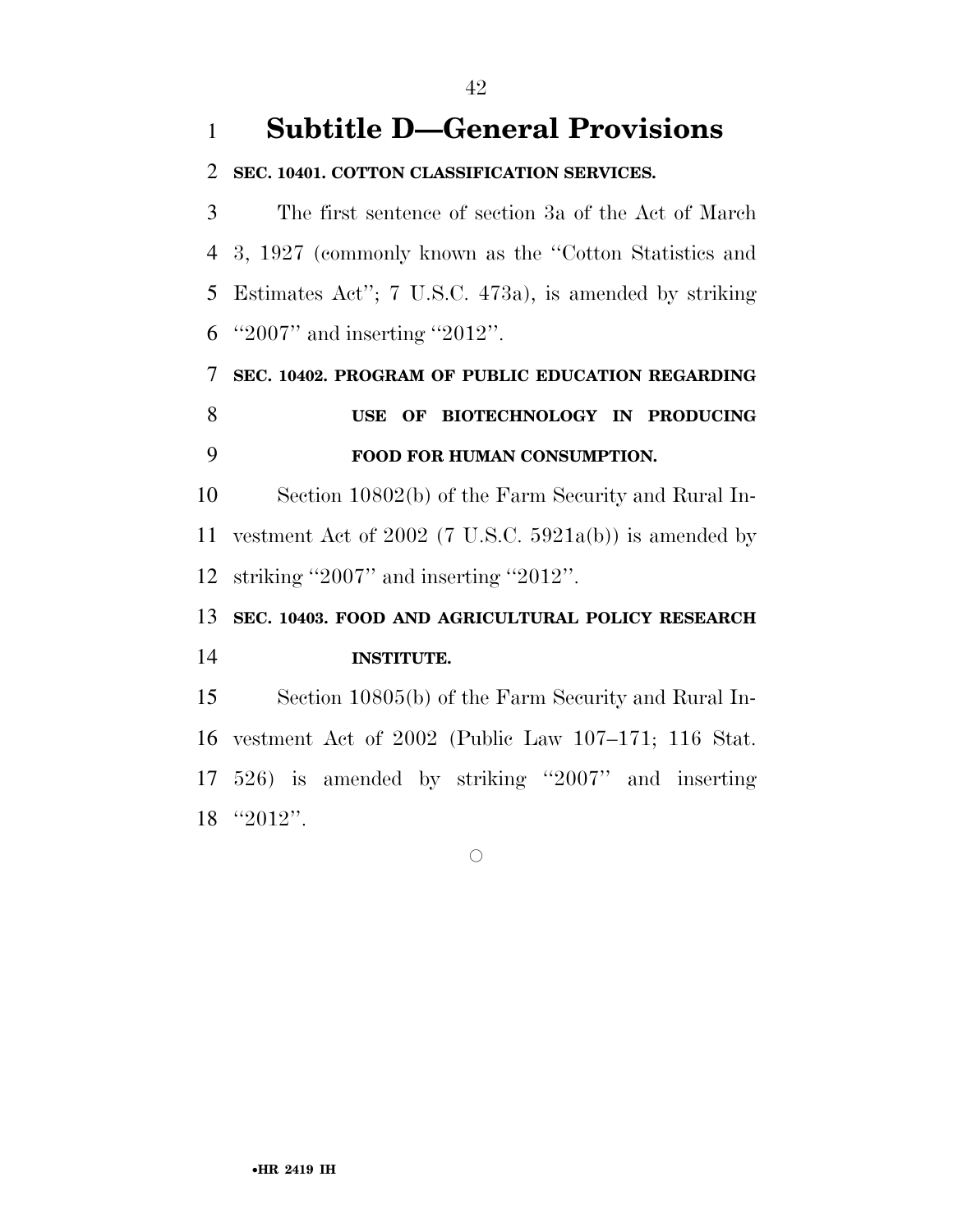# Subtitle D—General Provisions

**SEC. 10401. COTTON CLASSIFICATION SERVICES.**

The first sentence of section 3a of the Act of March 3, 1927 (commonly known as the ''Cotton Statistics and Estimates Act''; 7 U.S.C. 473a), is amended by striking ''2007'' and inserting ''2012''.

**SEC. 10402. PROGRAM OF PUBLIC EDUCATION REGARDING USE OF BIOTECHNOLOGY IN PRODUCING FOOD FOR HUMAN CONSUMPTION.**

Section 10802(b) of the Farm Security and Rural Investment Act of 2002 (7 U.S.C. 5921a(b)) is amended by striking ''2007'' and inserting ''2012''.

**SEC. 10403. FOOD AND AGRICULTURAL POLICY RESEARCH INSTITUTE.**

Section 10805(b) of the Farm Security and Rural Investment Act of 2002 (Public Law 107–171; 116 Stat. 526) is amended by striking ''2007'' and inserting ''2012''.

○